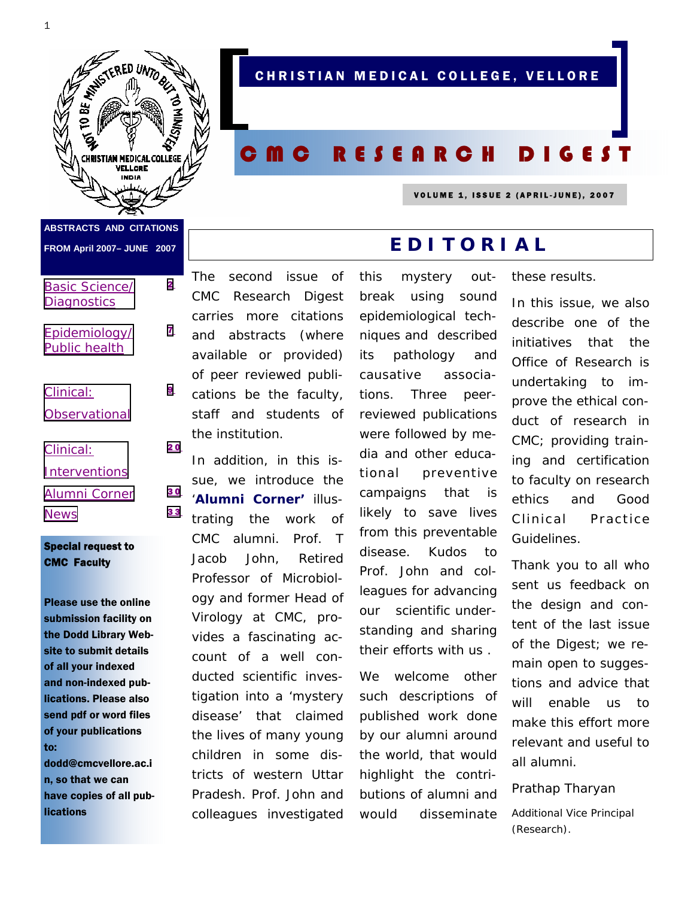CHRISTIAN MEDICAL COLLEGE, VELLORE

# CMC RESEARCH DIGEST

VOLUME 1, ISSUE 2 (APRIL-JUNE), 2007

**ABSTRACTS AND CITATIONS FROM April 2007– JUNE 2007**

| | |
|---|---|
| Basic Science/ Diagnostics | 2 |
| Epidemiology/ Public health | 7 |
| Clinical: Observational | 9 |
| Clinical: Interventions | 20 |
| Alumni Corner | 30 |
| News | 33 |

**Special request to CMC Faculty**

**Please use the online submission facility on the Dodd Library Website to submit details of all your indexed and non-indexed publications. Please also send pdf or word files of your publications to: dodd@cmcvellore.ac.in, so that we can have copies of all publications**

## EDITORIAL

The second issue of CMC Research Digest carries more citations and abstracts (where available or provided) of peer reviewed publications be the faculty, staff and students of the institution.

In addition, in this issue, we introduce the '**Alumni Corner'** illustrating the work of CMC alumni. Prof. T Jacob John, Retired Professor of Microbiology and former Head of Virology at CMC, provides a fascinating account of a well conducted scientific investigation into a 'mystery disease' that claimed the lives of many young children in some districts of western Uttar Pradesh. Prof. John and colleagues investigated this mystery outbreak using sound epidemiological techniques and described its pathology and causative associations. Three peer-reviewed publications were followed by media and other educational preventive campaigns that is likely to save lives from this preventable disease. Kudos to Prof. John and colleagues for advancing our scientific understanding and sharing their efforts with us .

We welcome other such descriptions of published work done by our alumni around the world, that would highlight the contributions of alumni and would disseminate these results.

In this issue, we also describe one of the initiatives that the Office of Research is undertaking to improve the ethical conduct of research in CMC; providing training and certification to faculty on research ethics and Good Clinical Practice Guidelines.

Thank you to all who sent us feedback on the design and content of the last issue of the Digest; we remain open to suggestions and advice that will enable us to make this effort more relevant and useful to all alumni.

Prathap Tharyan

Additional Vice Principal (Research).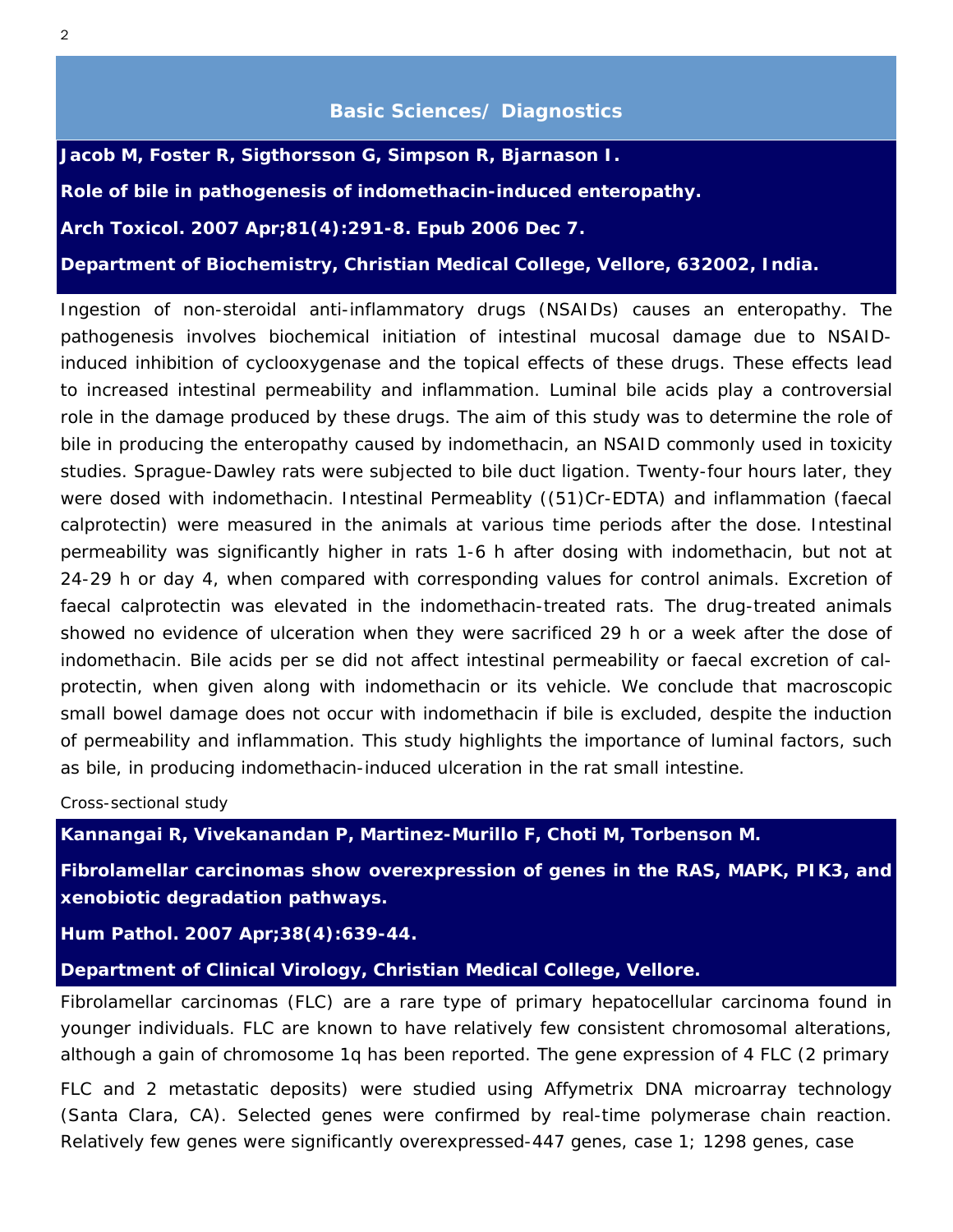## Basic Sciences/ Diagnostics

**Jacob M, Foster R, Sigthorsson G, Simpson R, Bjarnason I.**

**Role of bile in pathogenesis of indomethacin-induced enteropathy.**

**Arch Toxicol. 2007 Apr;81(4):291-8. Epub 2006 Dec 7.**

**Department of Biochemistry, Christian Medical College, Vellore, 632002, India.**

Ingestion of non-steroidal anti-inflammatory drugs (NSAIDs) causes an enteropathy. The pathogenesis involves biochemical initiation of intestinal mucosal damage due to NSAID-induced inhibition of cyclooxygenase and the topical effects of these drugs. These effects lead to increased intestinal permeability and inflammation. Luminal bile acids play a controversial role in the damage produced by these drugs. The aim of this study was to determine the role of bile in producing the enteropathy caused by indomethacin, an NSAID commonly used in toxicity studies. Sprague-Dawley rats were subjected to bile duct ligation. Twenty-four hours later, they were dosed with indomethacin. Intestinal Permeablity ((51)Cr-EDTA) and inflammation (faecal calprotectin) were measured in the animals at various time periods after the dose. Intestinal permeability was significantly higher in rats 1-6 h after dosing with indomethacin, but not at 24-29 h or day 4, when compared with corresponding values for control animals. Excretion of faecal calprotectin was elevated in the indomethacin-treated rats. The drug-treated animals showed no evidence of ulceration when they were sacrificed 29 h or a week after the dose of indomethacin. Bile acids per se did not affect intestinal permeability or faecal excretion of calprotectin, when given along with indomethacin or its vehicle. We conclude that macroscopic small bowel damage does not occur with indomethacin if bile is excluded, despite the induction of permeability and inflammation. This study highlights the importance of luminal factors, such as bile, in producing indomethacin-induced ulceration in the rat small intestine.

Cross-sectional study

**Kannangai R, Vivekanandan P, Martinez-Murillo F, Choti M, Torbenson M.**

**Fibrolamellar carcinomas show overexpression of genes in the RAS, MAPK, PIK3, and xenobiotic degradation pathways.**

**Hum Pathol. 2007 Apr;38(4):639-44.**

**Department of Clinical Virology, Christian Medical College, Vellore.**

Fibrolamellar carcinomas (FLC) are a rare type of primary hepatocellular carcinoma found in younger individuals. FLC are known to have relatively few consistent chromosomal alterations, although a gain of chromosome 1q has been reported. The gene expression of 4 FLC (2 primary FLC and 2 metastatic deposits) were studied using Affymetrix DNA microarray technology (Santa Clara, CA). Selected genes were confirmed by real-time polymerase chain reaction. Relatively few genes were significantly overexpressed-447 genes, case 1; 1298 genes, case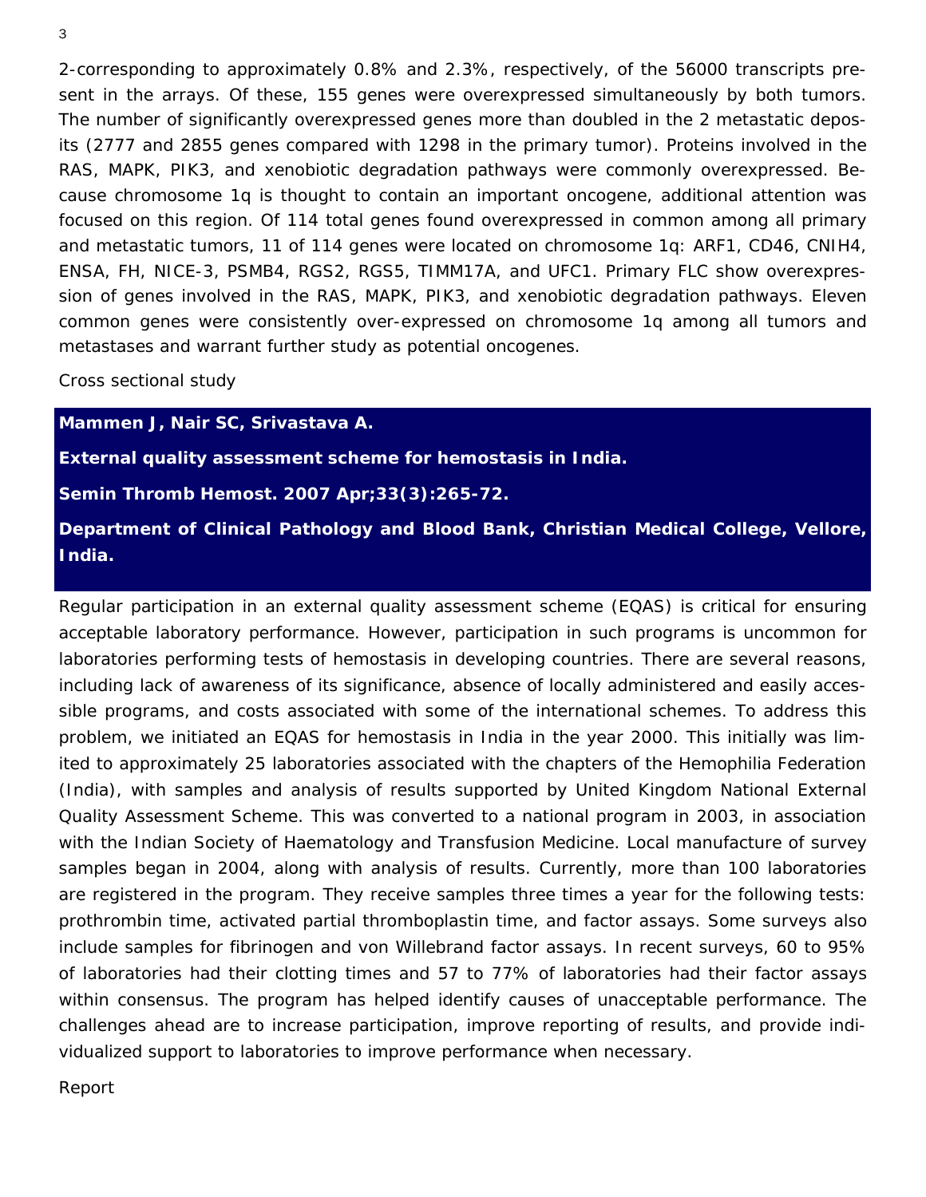2-corresponding to approximately 0.8% and 2.3%, respectively, of the 56000 transcripts present in the arrays. Of these, 155 genes were overexpressed simultaneously by both tumors. The number of significantly overexpressed genes more than doubled in the 2 metastatic deposits (2777 and 2855 genes compared with 1298 in the primary tumor). Proteins involved in the RAS, MAPK, PIK3, and xenobiotic degradation pathways were commonly overexpressed. Because chromosome 1q is thought to contain an important oncogene, additional attention was focused on this region. Of 114 total genes found overexpressed in common among all primary and metastatic tumors, 11 of 114 genes were located on chromosome 1q: ARF1, CD46, CNIH4, ENSA, FH, NICE-3, PSMB4, RGS2, RGS5, TIMM17A, and UFC1. Primary FLC show overexpression of genes involved in the RAS, MAPK, PIK3, and xenobiotic degradation pathways. Eleven common genes were consistently over-expressed on chromosome 1q among all tumors and metastases and warrant further study as potential oncogenes.

Cross sectional study

**Mammen J, Nair SC, Srivastava A.**

**External quality assessment scheme for hemostasis in India.**

**Semin Thromb Hemost. 2007 Apr;33(3):265-72.**

**Department of Clinical Pathology and Blood Bank, Christian Medical College, Vellore, India.**

Regular participation in an external quality assessment scheme (EQAS) is critical for ensuring acceptable laboratory performance. However, participation in such programs is uncommon for laboratories performing tests of hemostasis in developing countries. There are several reasons, including lack of awareness of its significance, absence of locally administered and easily accessible programs, and costs associated with some of the international schemes. To address this problem, we initiated an EQAS for hemostasis in India in the year 2000. This initially was limited to approximately 25 laboratories associated with the chapters of the Hemophilia Federation (India), with samples and analysis of results supported by United Kingdom National External Quality Assessment Scheme. This was converted to a national program in 2003, in association with the Indian Society of Haematology and Transfusion Medicine. Local manufacture of survey samples began in 2004, along with analysis of results. Currently, more than 100 laboratories are registered in the program. They receive samples three times a year for the following tests: prothrombin time, activated partial thromboplastin time, and factor assays. Some surveys also include samples for fibrinogen and von Willebrand factor assays. In recent surveys, 60 to 95% of laboratories had their clotting times and 57 to 77% of laboratories had their factor assays within consensus. The program has helped identify causes of unacceptable performance. The challenges ahead are to increase participation, improve reporting of results, and provide individualized support to laboratories to improve performance when necessary.

Report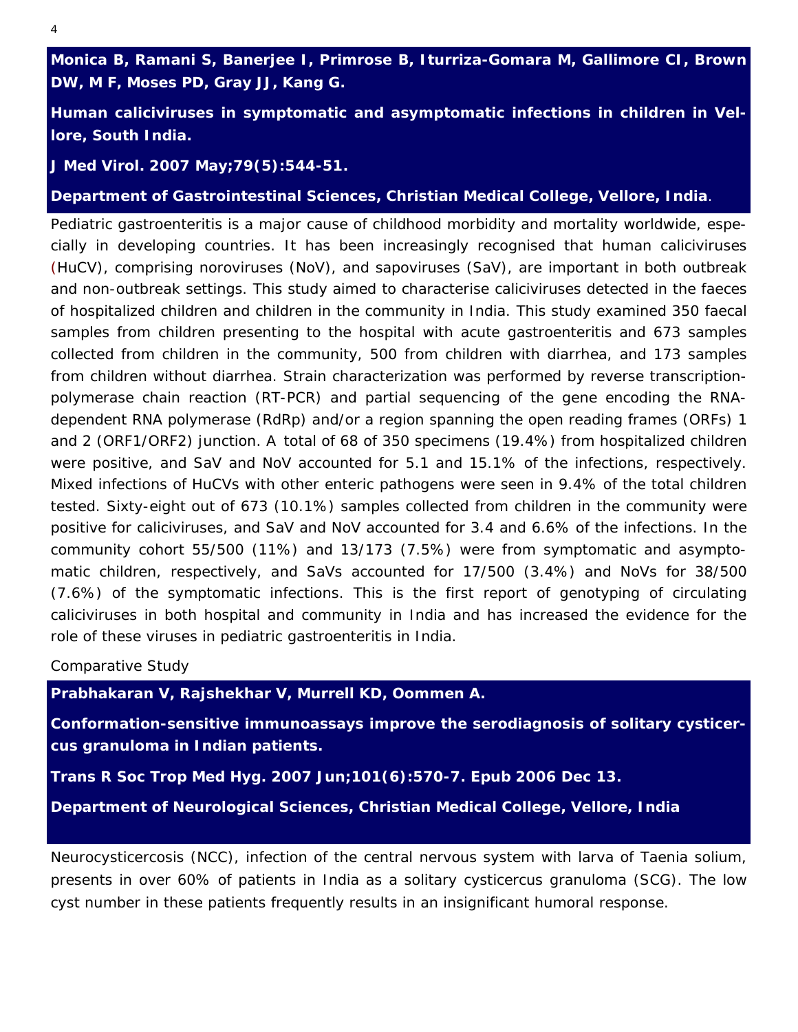**Monica B, Ramani S, Banerjee I, Primrose B, Iturriza-Gomara M, Gallimore CI, Brown DW, M F, Moses PD, Gray JJ, Kang G.**

**Human caliciviruses in symptomatic and asymptomatic infections in children in Vellore, South India.**

**J Med Virol. 2007 May;79(5):544-51.**

**Department of Gastrointestinal Sciences, Christian Medical College, Vellore, India**.

Pediatric gastroenteritis is a major cause of childhood morbidity and mortality worldwide, especially in developing countries. It has been increasingly recognised that human caliciviruses (HuCV), comprising noroviruses (NoV), and sapoviruses (SaV), are important in both outbreak and non-outbreak settings. This study aimed to characterise caliciviruses detected in the faeces of hospitalized children and children in the community in India. This study examined 350 faecal samples from children presenting to the hospital with acute gastroenteritis and 673 samples collected from children in the community, 500 from children with diarrhea, and 173 samples from children without diarrhea. Strain characterization was performed by reverse transcription-polymerase chain reaction (RT-PCR) and partial sequencing of the gene encoding the RNA-dependent RNA polymerase (RdRp) and/or a region spanning the open reading frames (ORFs) 1 and 2 (ORF1/ORF2) junction. A total of 68 of 350 specimens (19.4%) from hospitalized children were positive, and SaV and NoV accounted for 5.1 and 15.1% of the infections, respectively. Mixed infections of HuCVs with other enteric pathogens were seen in 9.4% of the total children tested. Sixty-eight out of 673 (10.1%) samples collected from children in the community were positive for caliciviruses, and SaV and NoV accounted for 3.4 and 6.6% of the infections. In the community cohort 55/500 (11%) and 13/173 (7.5%) were from symptomatic and asymptomatic children, respectively, and SaVs accounted for 17/500 (3.4%) and NoVs for 38/500 (7.6%) of the symptomatic infections. This is the first report of genotyping of circulating caliciviruses in both hospital and community in India and has increased the evidence for the role of these viruses in pediatric gastroenteritis in India.

Comparative Study

**Prabhakaran V, Rajshekhar V, Murrell KD, Oommen A.**

**Conformation-sensitive immunoassays improve the serodiagnosis of solitary cysticercus granuloma in Indian patients.**

**Trans R Soc Trop Med Hyg. 2007 Jun;101(6):570-7. Epub 2006 Dec 13.**

**Department of Neurological Sciences, Christian Medical College, Vellore, India**

Neurocysticercosis (NCC), infection of the central nervous system with larva of Taenia solium, presents in over 60% of patients in India as a solitary cysticercus granuloma (SCG). The low cyst number in these patients frequently results in an insignificant humoral response.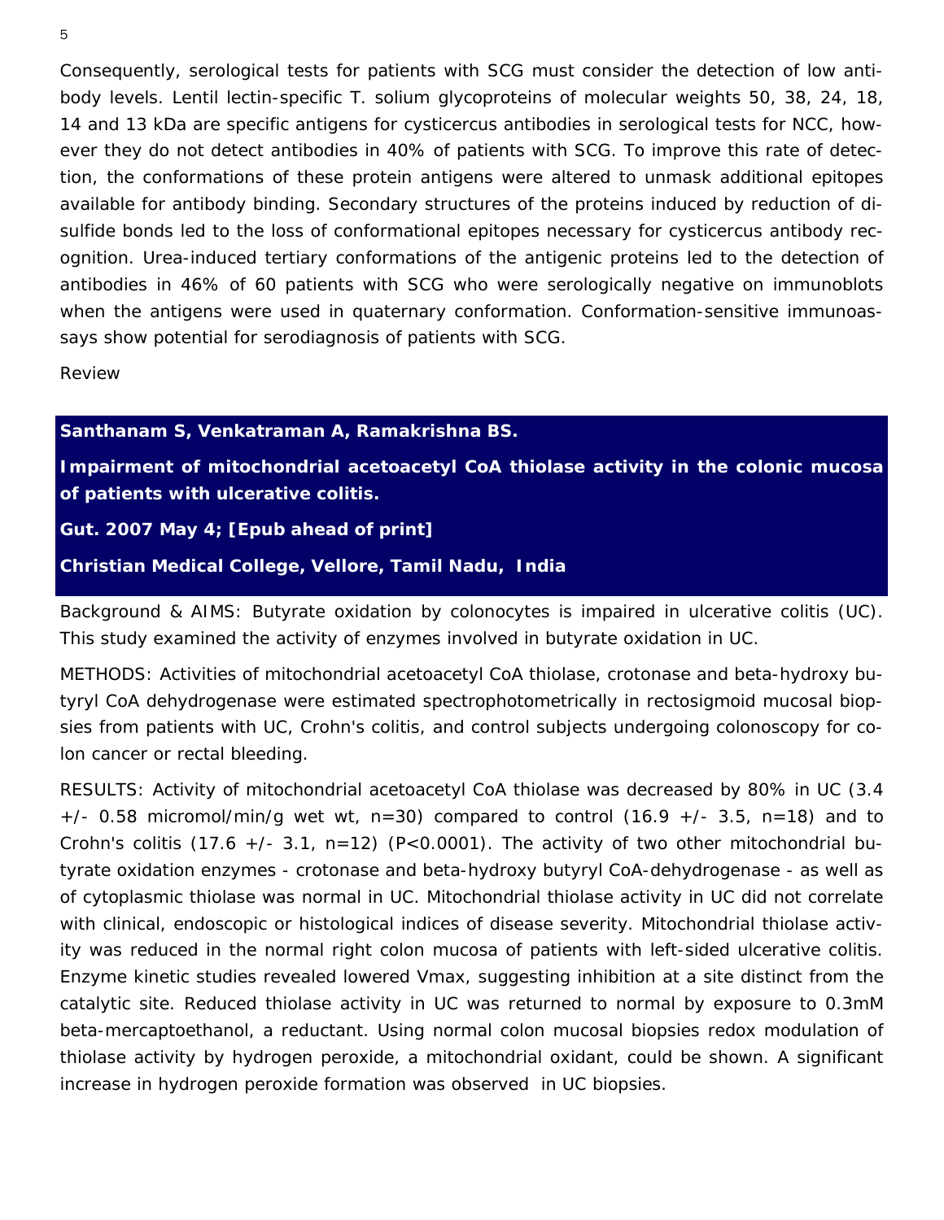Consequently, serological tests for patients with SCG must consider the detection of low antibody levels. Lentil lectin-specific T. solium glycoproteins of molecular weights 50, 38, 24, 18, 14 and 13 kDa are specific antigens for cysticercus antibodies in serological tests for NCC, however they do not detect antibodies in 40% of patients with SCG. To improve this rate of detection, the conformations of these protein antigens were altered to unmask additional epitopes available for antibody binding. Secondary structures of the proteins induced by reduction of disulfide bonds led to the loss of conformational epitopes necessary for cysticercus antibody recognition. Urea-induced tertiary conformations of the antigenic proteins led to the detection of antibodies in 46% of 60 patients with SCG who were serologically negative on immunoblots when the antigens were used in quaternary conformation. Conformation-sensitive immunoassays show potential for serodiagnosis of patients with SCG.

Review

**Santhanam S, Venkatraman A, Ramakrishna BS.**

**Impairment of mitochondrial acetoacetyl CoA thiolase activity in the colonic mucosa of patients with ulcerative colitis.**

**Gut. 2007 May 4; [Epub ahead of print]**

**Christian Medical College, Vellore, Tamil Nadu, India**

Background & AIMS: Butyrate oxidation by colonocytes is impaired in ulcerative colitis (UC). This study examined the activity of enzymes involved in butyrate oxidation in UC.

METHODS: Activities of mitochondrial acetoacetyl CoA thiolase, crotonase and beta-hydroxy butyryl CoA dehydrogenase were estimated spectrophotometrically in rectosigmoid mucosal biopsies from patients with UC, Crohn's colitis, and control subjects undergoing colonoscopy for colon cancer or rectal bleeding.

RESULTS: Activity of mitochondrial acetoacetyl CoA thiolase was decreased by 80% in UC (3.4 +/- 0.58 micromol/min/g wet wt, n=30) compared to control (16.9 +/- 3.5, n=18) and to Crohn's colitis (17.6 +/- 3.1, n=12) (P<0.0001). The activity of two other mitochondrial butyrate oxidation enzymes - crotonase and beta-hydroxy butyryl CoA-dehydrogenase - as well as of cytoplasmic thiolase was normal in UC. Mitochondrial thiolase activity in UC did not correlate with clinical, endoscopic or histological indices of disease severity. Mitochondrial thiolase activity was reduced in the normal right colon mucosa of patients with left-sided ulcerative colitis. Enzyme kinetic studies revealed lowered Vmax, suggesting inhibition at a site distinct from the catalytic site. Reduced thiolase activity in UC was returned to normal by exposure to 0.3mM beta-mercaptoethanol, a reductant. Using normal colon mucosal biopsies redox modulation of thiolase activity by hydrogen peroxide, a mitochondrial oxidant, could be shown. A significant increase in hydrogen peroxide formation was observed in UC biopsies.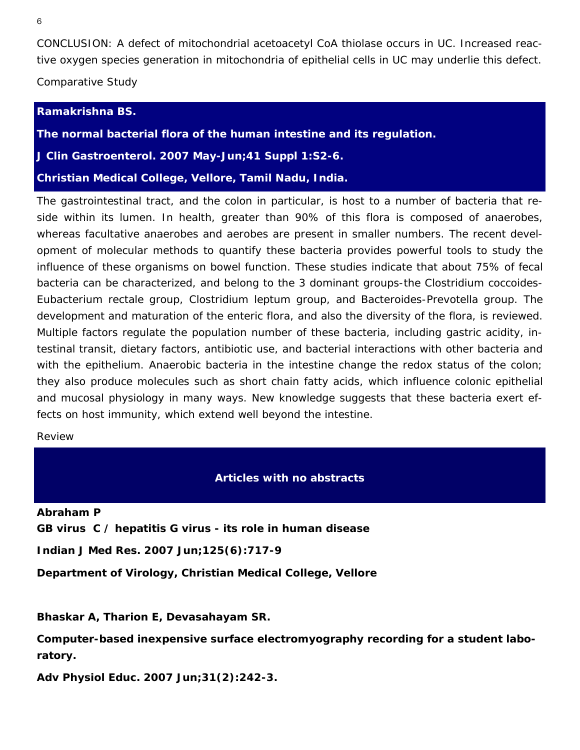CONCLUSION: A defect of mitochondrial acetoacetyl CoA thiolase occurs in UC. Increased reactive oxygen species generation in mitochondria of epithelial cells in UC may underlie this defect.

Comparative Study

**Ramakrishna BS.**

**The normal bacterial flora of the human intestine and its regulation.**

**J Clin Gastroenterol. 2007 May-Jun;41 Suppl 1:S2-6.**

**Christian Medical College, Vellore, Tamil Nadu, India.**

The gastrointestinal tract, and the colon in particular, is host to a number of bacteria that reside within its lumen. In health, greater than 90% of this flora is composed of anaerobes, whereas facultative anaerobes and aerobes are present in smaller numbers. The recent development of molecular methods to quantify these bacteria provides powerful tools to study the influence of these organisms on bowel function. These studies indicate that about 75% of fecal bacteria can be characterized, and belong to the 3 dominant groups-the Clostridium coccoides-Eubacterium rectale group, Clostridium leptum group, and Bacteroides-Prevotella group. The development and maturation of the enteric flora, and also the diversity of the flora, is reviewed. Multiple factors regulate the population number of these bacteria, including gastric acidity, intestinal transit, dietary factors, antibiotic use, and bacterial interactions with other bacteria and with the epithelium. Anaerobic bacteria in the intestine change the redox status of the colon; they also produce molecules such as short chain fatty acids, which influence colonic epithelial and mucosal physiology in many ways. New knowledge suggests that these bacteria exert effects on host immunity, which extend well beyond the intestine.

Review

## Articles with no abstracts

**Abraham P**

**GB virus C / hepatitis G virus - its role in human disease**

**Indian J Med Res. 2007 Jun;125(6):717-9**

**Department of Virology, Christian Medical College, Vellore**

**Bhaskar A, Tharion E, Devasahayam SR.**

**Computer-based inexpensive surface electromyography recording for a student laboratory.**

**Adv Physiol Educ. 2007 Jun;31(2):242-3.**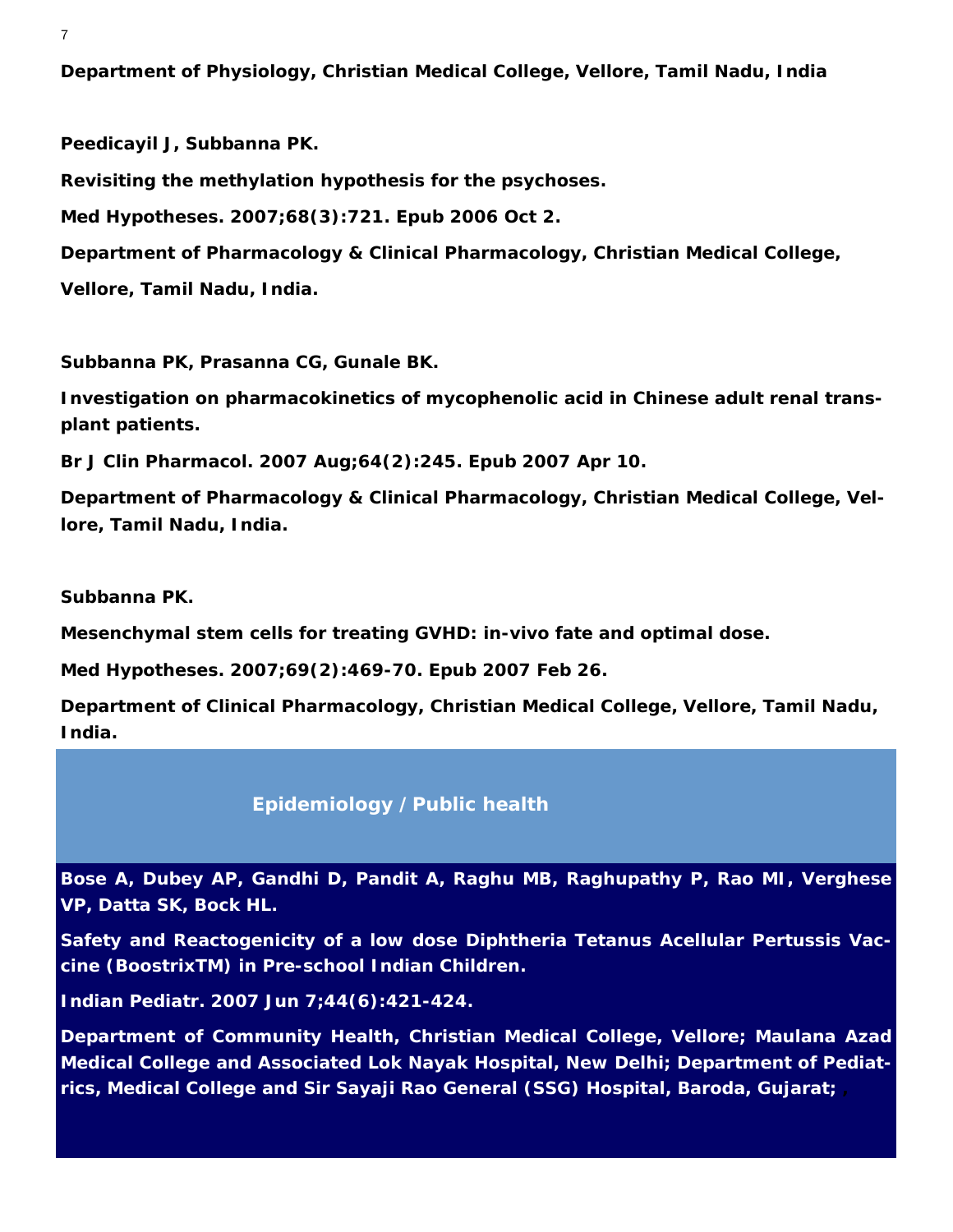**Department of Physiology, Christian Medical College, Vellore, Tamil Nadu, India**

**Peedicayil J, Subbanna PK.**

**Revisiting the methylation hypothesis for the psychoses.**

**Med Hypotheses. 2007;68(3):721. Epub 2006 Oct 2.**

**Department of Pharmacology & Clinical Pharmacology, Christian Medical College, Vellore, Tamil Nadu, India.**

**Subbanna PK, Prasanna CG, Gunale BK.**

**Investigation on pharmacokinetics of mycophenolic acid in Chinese adult renal transplant patients.**

**Br J Clin Pharmacol. 2007 Aug;64(2):245. Epub 2007 Apr 10.**

**Department of Pharmacology & Clinical Pharmacology, Christian Medical College, Vellore, Tamil Nadu, India.**

**Subbanna PK.**

**Mesenchymal stem cells for treating GVHD: in-vivo fate and optimal dose.**

**Med Hypotheses. 2007;69(2):469-70. Epub 2007 Feb 26.**

**Department of Clinical Pharmacology, Christian Medical College, Vellore, Tamil Nadu, India.**

## Epidemiology / Public health

**Bose A, Dubey AP, Gandhi D, Pandit A, Raghu MB, Raghupathy P, Rao MI, Verghese VP, Datta SK, Bock HL.**

**Safety and Reactogenicity of a low dose Diphtheria Tetanus Acellular Pertussis Vaccine (BoostrixTM) in Pre-school Indian Children.**

**Indian Pediatr. 2007 Jun 7;44(6):421-424.**

**Department of Community Health, Christian Medical College, Vellore; Maulana Azad Medical College and Associated Lok Nayak Hospital, New Delhi; Department of Pediatrics, Medical College and Sir Sayaji Rao General (SSG) Hospital, Baroda, Gujarat;**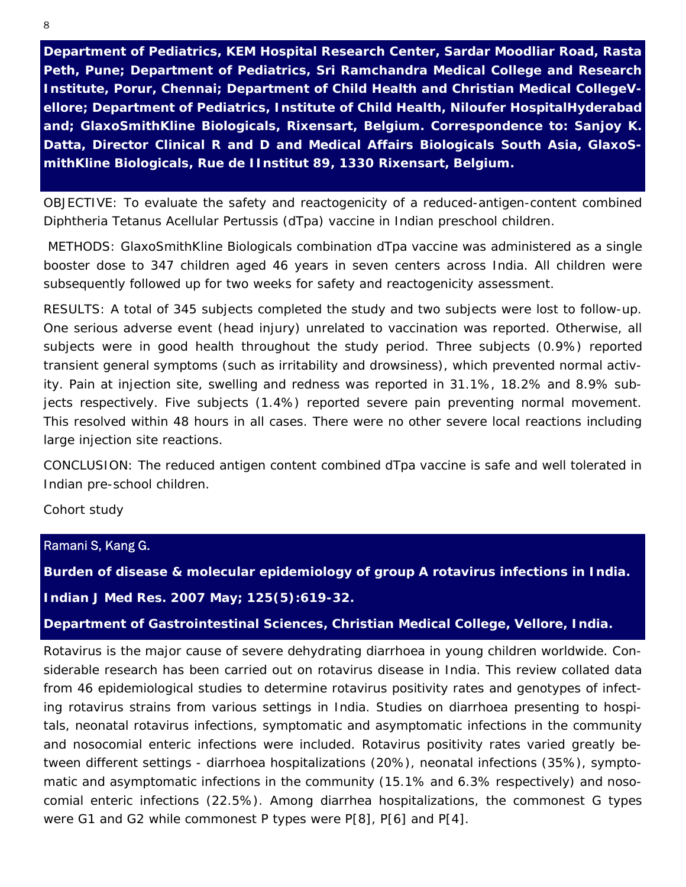**Department of Pediatrics, KEM Hospital Research Center, Sardar Moodliar Road, Rasta Peth, Pune; Department of Pediatrics, Sri Ramchandra Medical College and Research Institute, Porur, Chennai; Department of Child Health and Christian Medical CollegeVellore; Department of Pediatrics, Institute of Child Health, Niloufer HospitalHyderabad and; GlaxoSmithKline Biologicals, Rixensart, Belgium. Correspondence to: Sanjoy K. Datta, Director Clinical R and D and Medical Affairs Biologicals South Asia, GlaxoSmithKline Biologicals, Rue de lInstitut 89, 1330 Rixensart, Belgium.**

OBJECTIVE: To evaluate the safety and reactogenicity of a reduced-antigen-content combined Diphtheria Tetanus Acellular Pertussis (dTpa) vaccine in Indian preschool children.

METHODS: GlaxoSmithKline Biologicals combination dTpa vaccine was administered as a single booster dose to 347 children aged 46 years in seven centers across India. All children were subsequently followed up for two weeks for safety and reactogenicity assessment.

RESULTS: A total of 345 subjects completed the study and two subjects were lost to follow-up. One serious adverse event (head injury) unrelated to vaccination was reported. Otherwise, all subjects were in good health throughout the study period. Three subjects (0.9%) reported transient general symptoms (such as irritability and drowsiness), which prevented normal activity. Pain at injection site, swelling and redness was reported in 31.1%, 18.2% and 8.9% subjects respectively. Five subjects (1.4%) reported severe pain preventing normal movement. This resolved within 48 hours in all cases. There were no other severe local reactions including large injection site reactions.

CONCLUSION: The reduced antigen content combined dTpa vaccine is safe and well tolerated in Indian pre-school children.

Cohort study

Ramani S, Kang G.

**Burden of disease & molecular epidemiology of group A rotavirus infections in India.**

**Indian J Med Res. 2007 May; 125(5):619-32.**

**Department of Gastrointestinal Sciences, Christian Medical College, Vellore, India.**

Rotavirus is the major cause of severe dehydrating diarrhoea in young children worldwide. Considerable research has been carried out on rotavirus disease in India. This review collated data from 46 epidemiological studies to determine rotavirus positivity rates and genotypes of infecting rotavirus strains from various settings in India. Studies on diarrhoea presenting to hospitals, neonatal rotavirus infections, symptomatic and asymptomatic infections in the community and nosocomial enteric infections were included. Rotavirus positivity rates varied greatly between different settings - diarrhoea hospitalizations (20%), neonatal infections (35%), symptomatic and asymptomatic infections in the community (15.1% and 6.3% respectively) and nosocomial enteric infections (22.5%). Among diarrhea hospitalizations, the commonest G types were G1 and G2 while commonest P types were P[8], P[6] and P[4].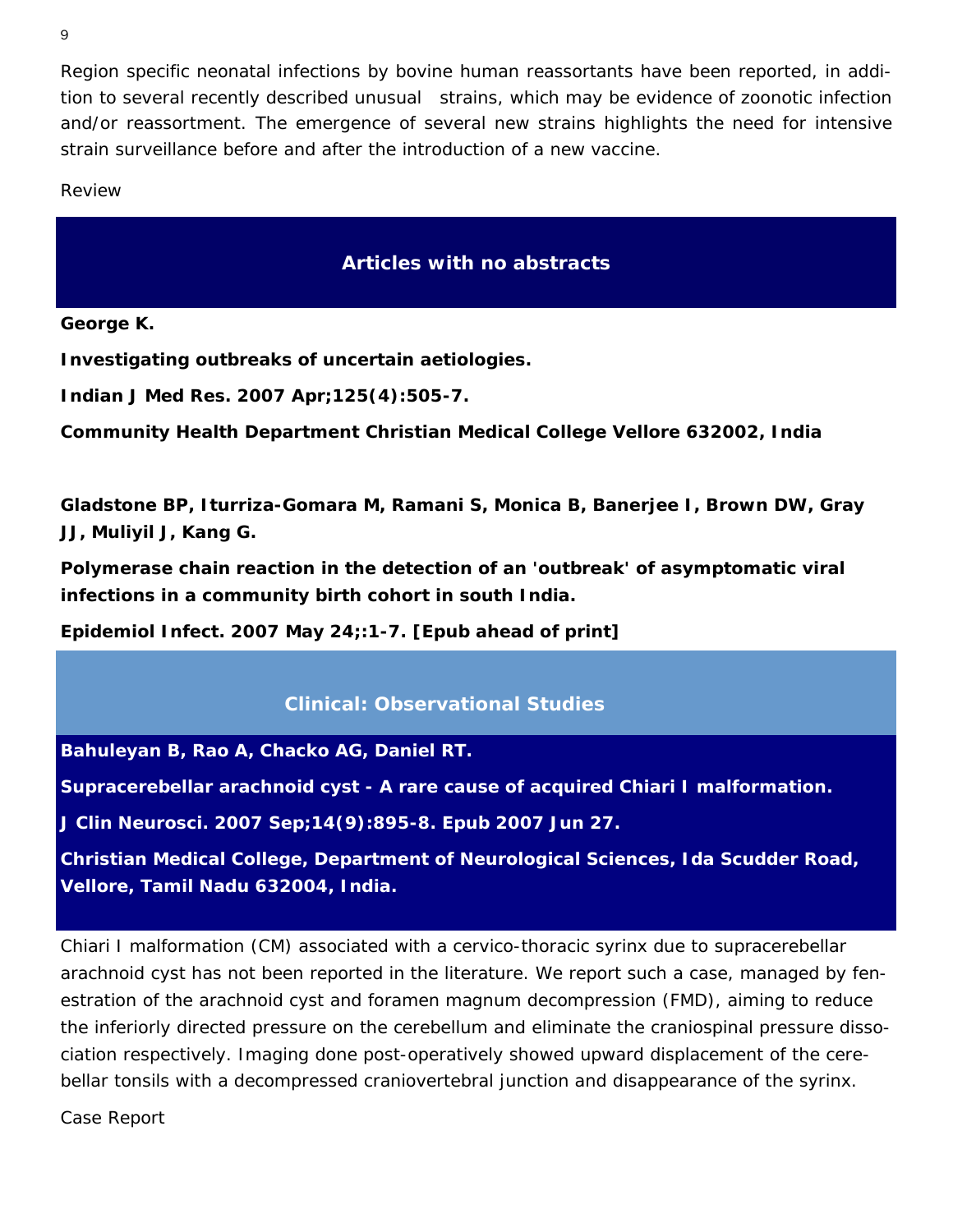Region specific neonatal infections by bovine human reassortants have been reported, in addition to several recently described unusual strains, which may be evidence of zoonotic infection and/or reassortment. The emergence of several new strains highlights the need for intensive strain surveillance before and after the introduction of a new vaccine.

Review

## Articles with no abstracts

**George K.**

**Investigating outbreaks of uncertain aetiologies.**

**Indian J Med Res. 2007 Apr;125(4):505-7.**

**Community Health Department Christian Medical College Vellore 632002, India**

**Gladstone BP, Iturriza-Gomara M, Ramani S, Monica B, Banerjee I, Brown DW, Gray JJ, Muliyil J, Kang G.**

**Polymerase chain reaction in the detection of an 'outbreak' of asymptomatic viral infections in a community birth cohort in south India.**

**Epidemiol Infect. 2007 May 24;:1-7. [Epub ahead of print]**

## Clinical: Observational Studies

**Bahuleyan B, Rao A, Chacko AG, Daniel RT.**

**Supracerebellar arachnoid cyst - A rare cause of acquired Chiari I malformation.**

**J Clin Neurosci. 2007 Sep;14(9):895-8. Epub 2007 Jun 27.**

**Christian Medical College, Department of Neurological Sciences, Ida Scudder Road, Vellore, Tamil Nadu 632004, India.**

Chiari I malformation (CM) associated with a cervico-thoracic syrinx due to supracerebellar arachnoid cyst has not been reported in the literature. We report such a case, managed by fenestration of the arachnoid cyst and foramen magnum decompression (FMD), aiming to reduce the inferiorly directed pressure on the cerebellum and eliminate the craniospinal pressure dissociation respectively. Imaging done post-operatively showed upward displacement of the cerebellar tonsils with a decompressed craniovertebral junction and disappearance of the syrinx.

Case Report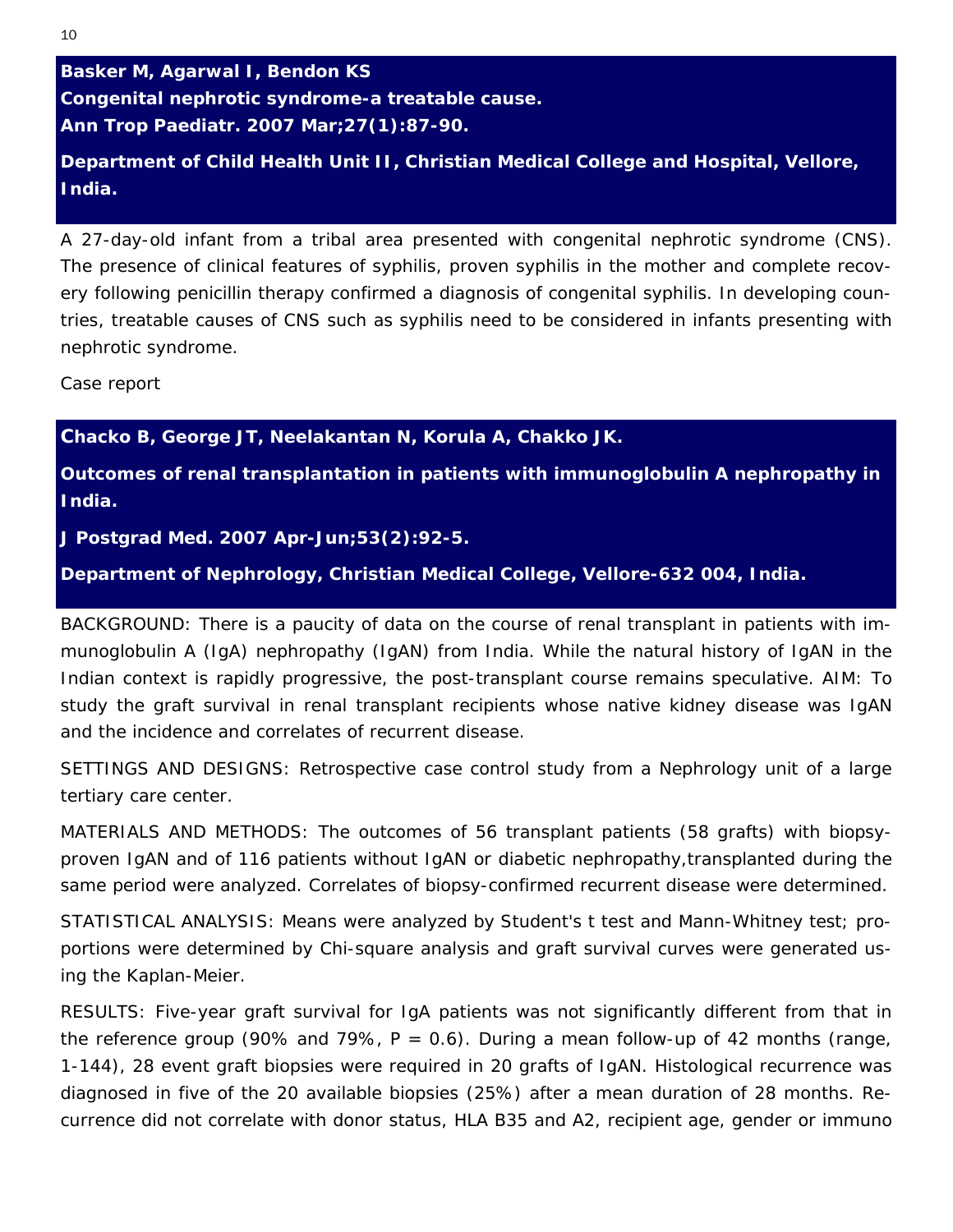**Basker M, Agarwal I, Bendon KS**

**Congenital nephrotic syndrome-a treatable cause.**

**Ann Trop Paediatr. 2007 Mar;27(1):87-90.**

**Department of Child Health Unit II, Christian Medical College and Hospital, Vellore, India.**

A 27-day-old infant from a tribal area presented with congenital nephrotic syndrome (CNS). The presence of clinical features of syphilis, proven syphilis in the mother and complete recovery following penicillin therapy confirmed a diagnosis of congenital syphilis. In developing countries, treatable causes of CNS such as syphilis need to be considered in infants presenting with nephrotic syndrome.

Case report

**Chacko B, George JT, Neelakantan N, Korula A, Chakko JK.**

**Outcomes of renal transplantation in patients with immunoglobulin A nephropathy in India.**

**J Postgrad Med. 2007 Apr-Jun;53(2):92-5.**

**Department of Nephrology, Christian Medical College, Vellore-632 004, India.**

BACKGROUND: There is a paucity of data on the course of renal transplant in patients with immunoglobulin A (IgA) nephropathy (IgAN) from India. While the natural history of IgAN in the Indian context is rapidly progressive, the post-transplant course remains speculative. AIM: To study the graft survival in renal transplant recipients whose native kidney disease was IgAN and the incidence and correlates of recurrent disease.

SETTINGS AND DESIGNS: Retrospective case control study from a Nephrology unit of a large tertiary care center.

MATERIALS AND METHODS: The outcomes of 56 transplant patients (58 grafts) with biopsy-proven IgAN and of 116 patients without IgAN or diabetic nephropathy,transplanted during the same period were analyzed. Correlates of biopsy-confirmed recurrent disease were determined.

STATISTICAL ANALYSIS: Means were analyzed by Student's t test and Mann-Whitney test; proportions were determined by Chi-square analysis and graft survival curves were generated using the Kaplan-Meier.

RESULTS: Five-year graft survival for IgA patients was not significantly different from that in the reference group (90% and 79%, $P = 0.6$). During a mean follow-up of 42 months (range, 1-144), 28 event graft biopsies were required in 20 grafts of IgAN. Histological recurrence was diagnosed in five of the 20 available biopsies (25%) after a mean duration of 28 months. Recurrence did not correlate with donor status, HLA B35 and A2, recipient age, gender or immuno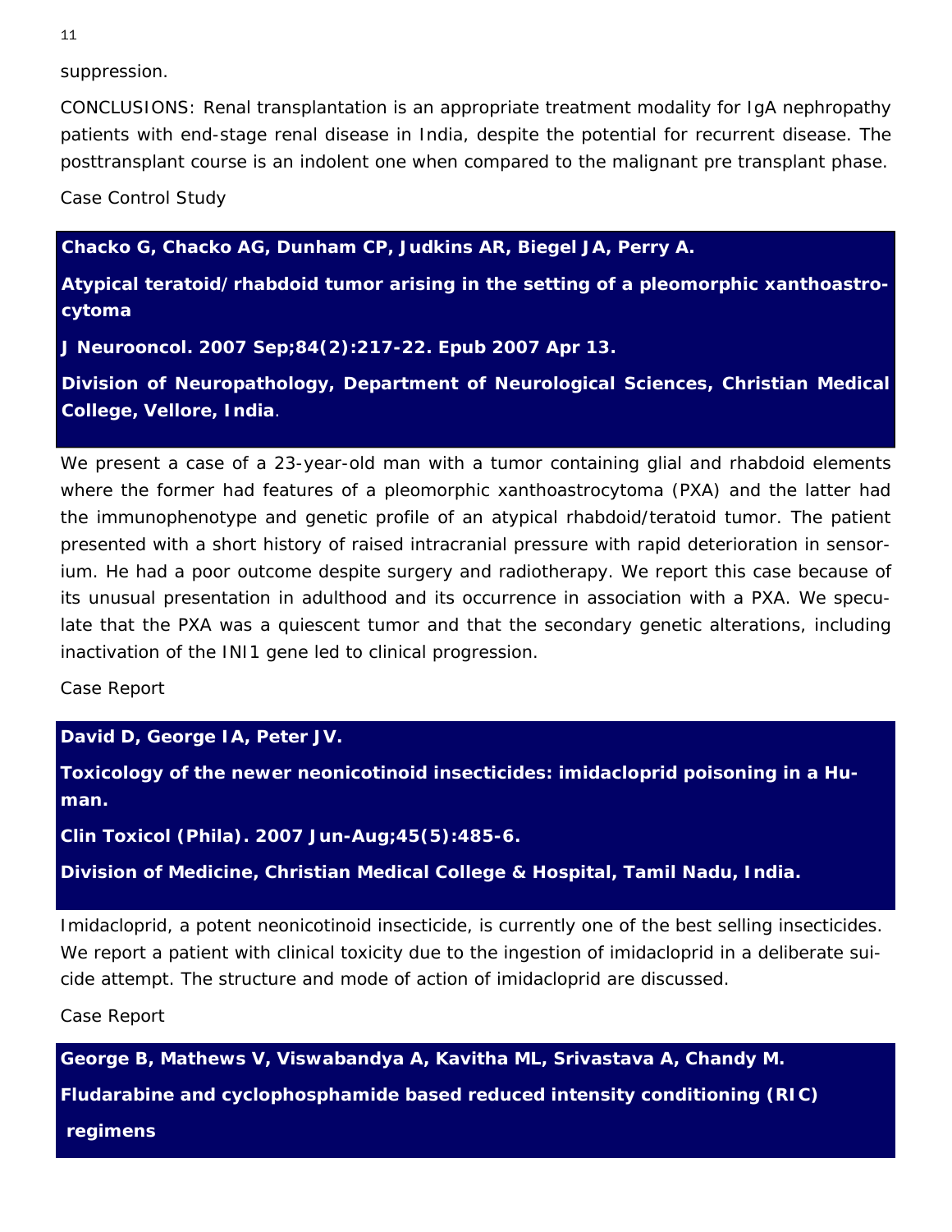suppression.

CONCLUSIONS: Renal transplantation is an appropriate treatment modality for IgA nephropathy patients with end-stage renal disease in India, despite the potential for recurrent disease. The posttransplant course is an indolent one when compared to the malignant pre transplant phase.

Case Control Study

**Chacko G, Chacko AG, Dunham CP, Judkins AR, Biegel JA, Perry A.**

**Atypical teratoid/rhabdoid tumor arising in the setting of a pleomorphic xanthoastrocytoma**

**J Neurooncol. 2007 Sep;84(2):217-22. Epub 2007 Apr 13.**

**Division of Neuropathology, Department of Neurological Sciences, Christian Medical College, Vellore, India**.

We present a case of a 23-year-old man with a tumor containing glial and rhabdoid elements where the former had features of a pleomorphic xanthoastrocytoma (PXA) and the latter had the immunophenotype and genetic profile of an atypical rhabdoid/teratoid tumor. The patient presented with a short history of raised intracranial pressure with rapid deterioration in sensorium. He had a poor outcome despite surgery and radiotherapy. We report this case because of its unusual presentation in adulthood and its occurrence in association with a PXA. We speculate that the PXA was a quiescent tumor and that the secondary genetic alterations, including inactivation of the INI1 gene led to clinical progression.

Case Report

**David D, George IA, Peter JV.**

**Toxicology of the newer neonicotinoid insecticides: imidacloprid poisoning in a Human.**

**Clin Toxicol (Phila). 2007 Jun-Aug;45(5):485-6.**

**Division of Medicine, Christian Medical College & Hospital, Tamil Nadu, India.**

Imidacloprid, a potent neonicotinoid insecticide, is currently one of the best selling insecticides. We report a patient with clinical toxicity due to the ingestion of imidacloprid in a deliberate suicide attempt. The structure and mode of action of imidacloprid are discussed.

Case Report

**George B, Mathews V, Viswabandya A, Kavitha ML, Srivastava A, Chandy M.**

**Fludarabine and cyclophosphamide based reduced intensity conditioning (RIC) regimens**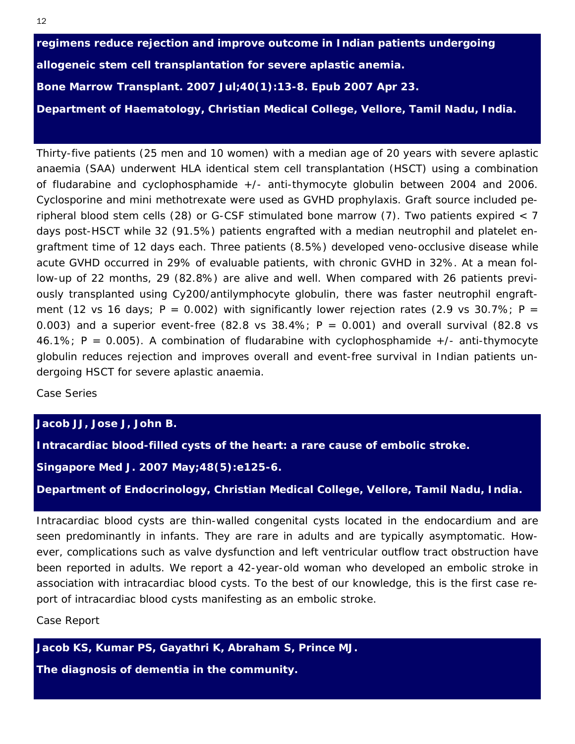**regimens reduce rejection and improve outcome in Indian patients undergoing allogeneic stem cell transplantation for severe aplastic anemia.**

**Bone Marrow Transplant. 2007 Jul;40(1):13-8. Epub 2007 Apr 23.**

**Department of Haematology, Christian Medical College, Vellore, Tamil Nadu, India.**

Thirty-five patients (25 men and 10 women) with a median age of 20 years with severe aplastic anaemia (SAA) underwent HLA identical stem cell transplantation (HSCT) using a combination of fludarabine and cyclophosphamide +/- anti-thymocyte globulin between 2004 and 2006. Cyclosporine and mini methotrexate were used as GVHD prophylaxis. Graft source included peripheral blood stem cells (28) or G-CSF stimulated bone marrow (7). Two patients expired < 7 days post-HSCT while 32 (91.5%) patients engrafted with a median neutrophil and platelet engraftment time of 12 days each. Three patients (8.5%) developed veno-occlusive disease while acute GVHD occurred in 29% of evaluable patients, with chronic GVHD in 32%. At a mean follow-up of 22 months, 29 (82.8%) are alive and well. When compared with 26 patients previously transplanted using Cy200/antilymphocyte globulin, there was faster neutrophil engraftment (12 vs 16 days; P = 0.002) with significantly lower rejection rates (2.9 vs 30.7%; P = 0.003) and a superior event-free (82.8 vs 38.4%; P = 0.001) and overall survival (82.8 vs 46.1%; P = 0.005). A combination of fludarabine with cyclophosphamide +/- anti-thymocyte globulin reduces rejection and improves overall and event-free survival in Indian patients undergoing HSCT for severe aplastic anaemia.

Case Series

**Jacob JJ, Jose J, John B.**

**Intracardiac blood-filled cysts of the heart: a rare cause of embolic stroke.**

**Singapore Med J. 2007 May;48(5):e125-6.**

**Department of Endocrinology, Christian Medical College, Vellore, Tamil Nadu, India.**

Intracardiac blood cysts are thin-walled congenital cysts located in the endocardium and are seen predominantly in infants. They are rare in adults and are typically asymptomatic. However, complications such as valve dysfunction and left ventricular outflow tract obstruction have been reported in adults. We report a 42-year-old woman who developed an embolic stroke in association with intracardiac blood cysts. To the best of our knowledge, this is the first case report of intracardiac blood cysts manifesting as an embolic stroke.

Case Report

**Jacob KS, Kumar PS, Gayathri K, Abraham S, Prince MJ.**

**The diagnosis of dementia in the community.**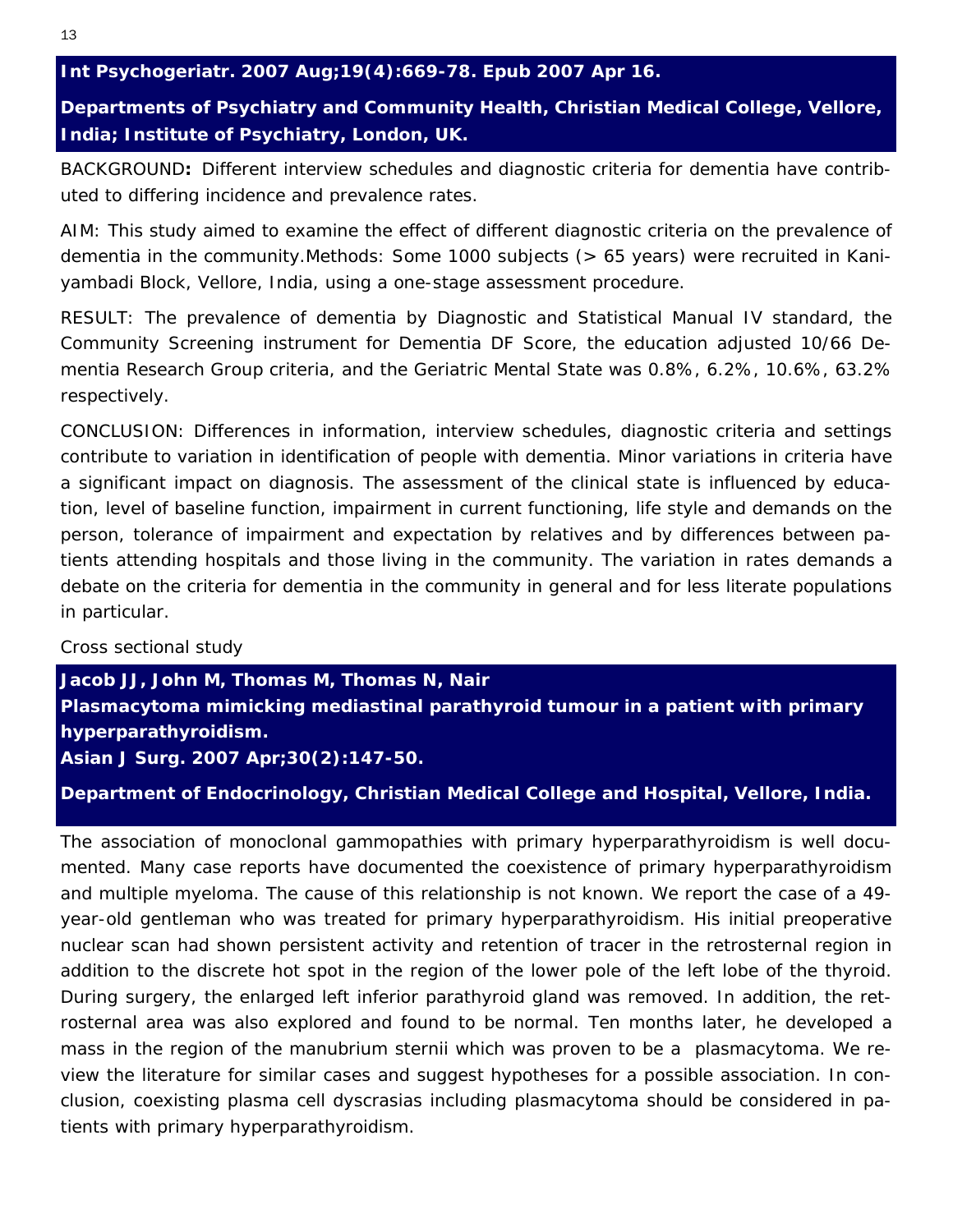**Int Psychogeriatr. 2007 Aug;19(4):669-78. Epub 2007 Apr 16.**

**Departments of Psychiatry and Community Health, Christian Medical College, Vellore, India; Institute of Psychiatry, London, UK.**

BACKGROUND**:** Different interview schedules and diagnostic criteria for dementia have contributed to differing incidence and prevalence rates.

AIM: This study aimed to examine the effect of different diagnostic criteria on the prevalence of dementia in the community.Methods: Some 1000 subjects (> 65 years) were recruited in Kaniyambadi Block, Vellore, India, using a one-stage assessment procedure.

RESULT: The prevalence of dementia by Diagnostic and Statistical Manual IV standard, the Community Screening instrument for Dementia DF Score, the education adjusted 10/66 Dementia Research Group criteria, and the Geriatric Mental State was 0.8%, 6.2%, 10.6%, 63.2% respectively.

CONCLUSION: Differences in information, interview schedules, diagnostic criteria and settings contribute to variation in identification of people with dementia. Minor variations in criteria have a significant impact on diagnosis. The assessment of the clinical state is influenced by education, level of baseline function, impairment in current functioning, life style and demands on the person, tolerance of impairment and expectation by relatives and by differences between patients attending hospitals and those living in the community. The variation in rates demands a debate on the criteria for dementia in the community in general and for less literate populations in particular.

Cross sectional study

**Jacob JJ, John M, Thomas M, Thomas N, Nair**

**Plasmacytoma mimicking mediastinal parathyroid tumour in a patient with primary hyperparathyroidism.**

**Asian J Surg. 2007 Apr;30(2):147-50.**

**Department of Endocrinology, Christian Medical College and Hospital, Vellore, India.**

The association of monoclonal gammopathies with primary hyperparathyroidism is well documented. Many case reports have documented the coexistence of primary hyperparathyroidism and multiple myeloma. The cause of this relationship is not known. We report the case of a 49-year-old gentleman who was treated for primary hyperparathyroidism. His initial preoperative nuclear scan had shown persistent activity and retention of tracer in the retrosternal region in addition to the discrete hot spot in the region of the lower pole of the left lobe of the thyroid. During surgery, the enlarged left inferior parathyroid gland was removed. In addition, the retrosternal area was also explored and found to be normal. Ten months later, he developed a mass in the region of the manubrium sternii which was proven to be a plasmacytoma. We review the literature for similar cases and suggest hypotheses for a possible association. In conclusion, coexisting plasma cell dyscrasias including plasmacytoma should be considered in patients with primary hyperparathyroidism.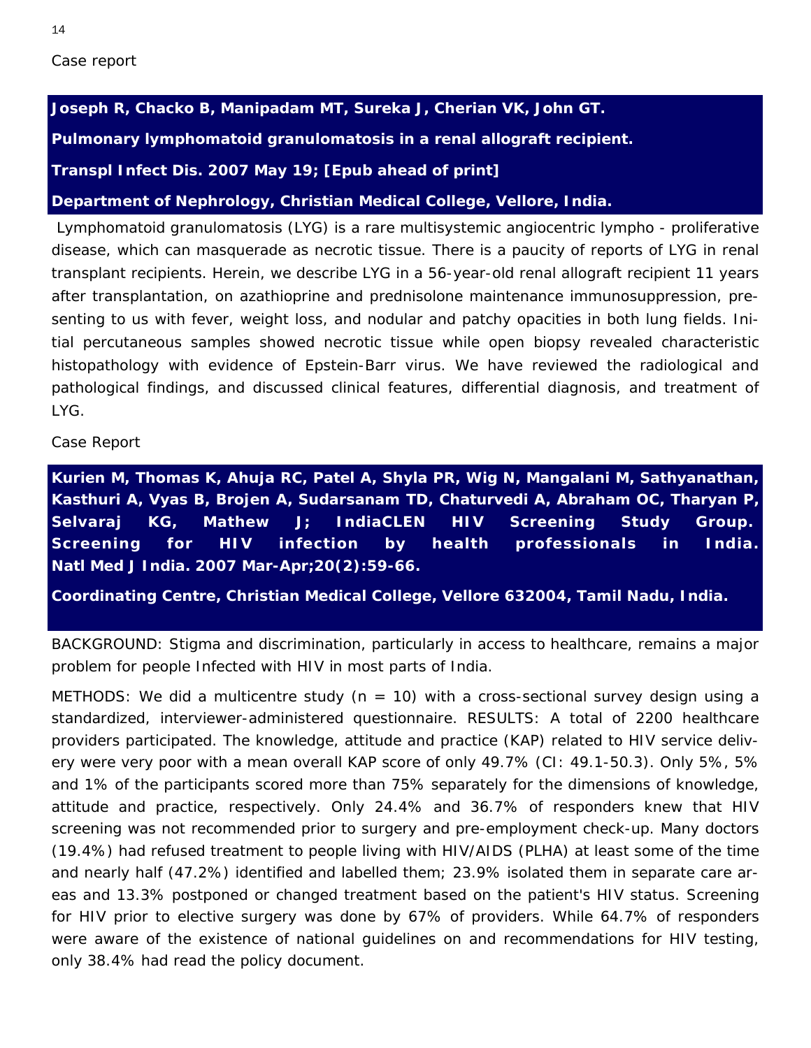Case report

**Joseph R, Chacko B, Manipadam MT, Sureka J, Cherian VK, John GT.**

**Pulmonary lymphomatoid granulomatosis in a renal allograft recipient.**

**Transpl Infect Dis. 2007 May 19; [Epub ahead of print]**

**Department of Nephrology, Christian Medical College, Vellore, India.**

Lymphomatoid granulomatosis (LYG) is a rare multisystemic angiocentric lympho - proliferative disease, which can masquerade as necrotic tissue. There is a paucity of reports of LYG in renal transplant recipients. Herein, we describe LYG in a 56-year-old renal allograft recipient 11 years after transplantation, on azathioprine and prednisolone maintenance immunosuppression, presenting to us with fever, weight loss, and nodular and patchy opacities in both lung fields. Initial percutaneous samples showed necrotic tissue while open biopsy revealed characteristic histopathology with evidence of Epstein-Barr virus. We have reviewed the radiological and pathological findings, and discussed clinical features, differential diagnosis, and treatment of LYG.

Case Report

**Kurien M, Thomas K, Ahuja RC, Patel A, Shyla PR, Wig N, Mangalani M, Sathyanathan, Kasthuri A, Vyas B, Brojen A, Sudarsanam TD, Chaturvedi A, Abraham OC, Tharyan P, Selvaraj KG, Mathew J; IndiaCLEN HIV Screening Study Group. Screening for HIV infection by health professionals in India. Natl Med J India. 2007 Mar-Apr;20(2):59-66.**

**Coordinating Centre, Christian Medical College, Vellore 632004, Tamil Nadu, India.**

BACKGROUND: Stigma and discrimination, particularly in access to healthcare, remains a major problem for people Infected with HIV in most parts of India.

METHODS: We did a multicentre study (n = 10) with a cross-sectional survey design using a standardized, interviewer-administered questionnaire. RESULTS: A total of 2200 healthcare providers participated. The knowledge, attitude and practice (KAP) related to HIV service delivery were very poor with a mean overall KAP score of only 49.7% (CI: 49.1-50.3). Only 5%, 5% and 1% of the participants scored more than 75% separately for the dimensions of knowledge, attitude and practice, respectively. Only 24.4% and 36.7% of responders knew that HIV screening was not recommended prior to surgery and pre-employment check-up. Many doctors (19.4%) had refused treatment to people living with HIV/AIDS (PLHA) at least some of the time and nearly half (47.2%) identified and labelled them; 23.9% isolated them in separate care areas and 13.3% postponed or changed treatment based on the patient's HIV status. Screening for HIV prior to elective surgery was done by 67% of providers. While 64.7% of responders were aware of the existence of national guidelines on and recommendations for HIV testing, only 38.4% had read the policy document.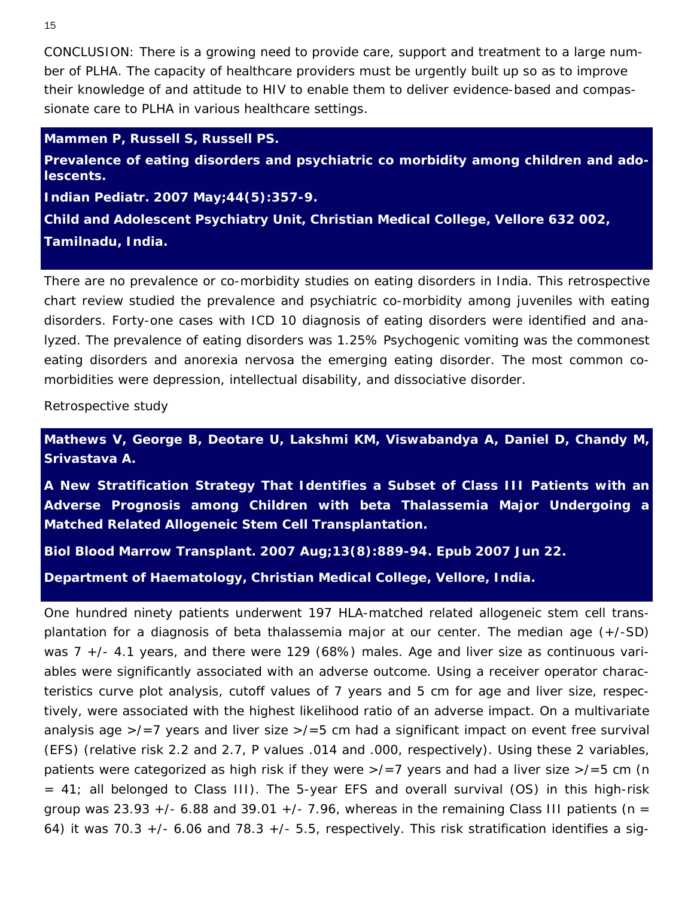CONCLUSION: There is a growing need to provide care, support and treatment to a large number of PLHA. The capacity of healthcare providers must be urgently built up so as to improve their knowledge of and attitude to HIV to enable them to deliver evidence-based and compassionate care to PLHA in various healthcare settings.

**Mammen P, Russell S, Russell PS.**

**Prevalence of eating disorders and psychiatric co morbidity among children and adolescents.**

**Indian Pediatr. 2007 May;44(5):357-9.**

**Child and Adolescent Psychiatry Unit, Christian Medical College, Vellore 632 002, Tamilnadu, India.**

There are no prevalence or co-morbidity studies on eating disorders in India. This retrospective chart review studied the prevalence and psychiatric co-morbidity among juveniles with eating disorders. Forty-one cases with ICD 10 diagnosis of eating disorders were identified and analyzed. The prevalence of eating disorders was 1.25% Psychogenic vomiting was the commonest eating disorders and anorexia nervosa the emerging eating disorder. The most common co-morbidities were depression, intellectual disability, and dissociative disorder.

Retrospective study

**Mathews V, George B, Deotare U, Lakshmi KM, Viswabandya A, Daniel D, Chandy M, Srivastava A.**

**A New Stratification Strategy That Identifies a Subset of Class III Patients with an Adverse Prognosis among Children with beta Thalassemia Major Undergoing a Matched Related Allogeneic Stem Cell Transplantation.**

**Biol Blood Marrow Transplant. 2007 Aug;13(8):889-94. Epub 2007 Jun 22.**

**Department of Haematology, Christian Medical College, Vellore, India.**

One hundred ninety patients underwent 197 HLA-matched related allogeneic stem cell transplantation for a diagnosis of beta thalassemia major at our center. The median age (+/-SD) was 7 +/- 4.1 years, and there were 129 (68%) males. Age and liver size as continuous variables were significantly associated with an adverse outcome. Using a receiver operator characteristics curve plot analysis, cutoff values of 7 years and 5 cm for age and liver size, respectively, were associated with the highest likelihood ratio of an adverse impact. On a multivariate analysis age >/=7 years and liver size >/=5 cm had a significant impact on event free survival (EFS) (relative risk 2.2 and 2.7, P values .014 and .000, respectively). Using these 2 variables, patients were categorized as high risk if they were >/=7 years and had a liver size >/=5 cm (n = 41; all belonged to Class III). The 5-year EFS and overall survival (OS) in this high-risk group was 23.93 +/- 6.88 and 39.01 +/- 7.96, whereas in the remaining Class III patients (n = 64) it was 70.3 +/- 6.06 and 78.3 +/- 5.5, respectively. This risk stratification identifies a sig-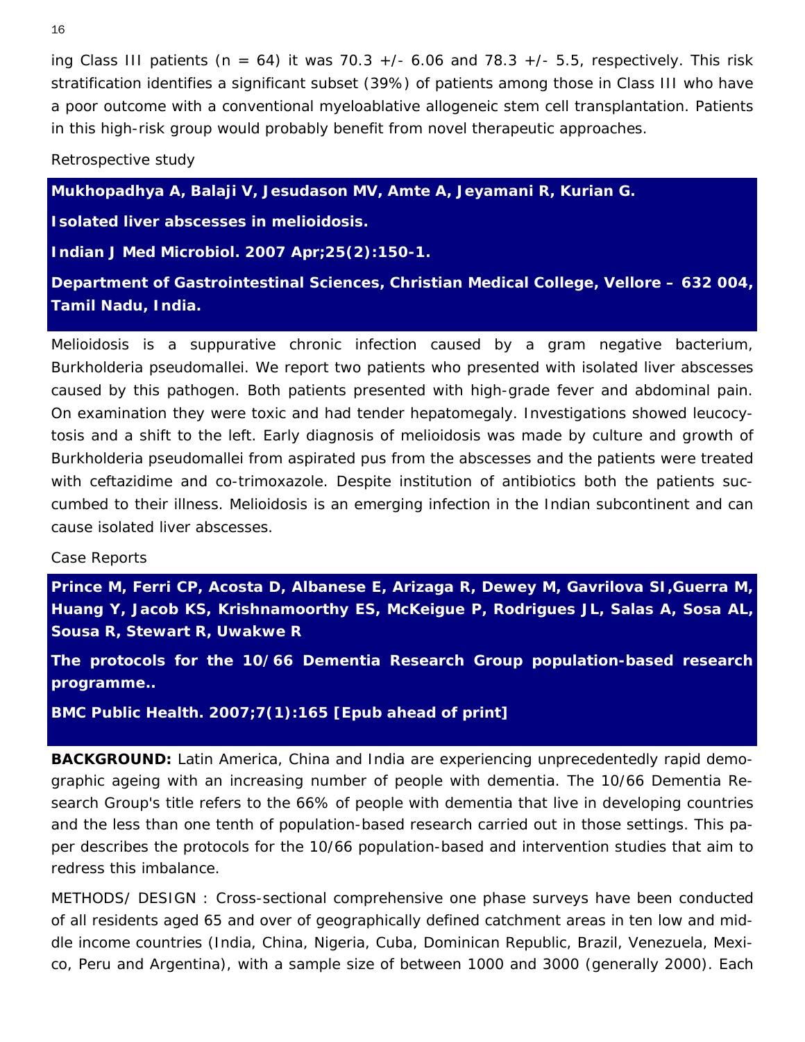ing Class III patients (n = 64) it was 70.3 +/- 6.06 and 78.3 +/- 5.5, respectively. This risk stratification identifies a significant subset (39%) of patients among those in Class III who have a poor outcome with a conventional myeloablative allogeneic stem cell transplantation. Patients in this high-risk group would probably benefit from novel therapeutic approaches.

Retrospective study

**Mukhopadhya A, Balaji V, Jesudason MV, Amte A, Jeyamani R, Kurian G.**

**Isolated liver abscesses in melioidosis.**

**Indian J Med Microbiol. 2007 Apr;25(2):150-1.**

**Department of Gastrointestinal Sciences, Christian Medical College, Vellore – 632 004, Tamil Nadu, India.**

Melioidosis is a suppurative chronic infection caused by a gram negative bacterium, Burkholderia pseudomallei. We report two patients who presented with isolated liver abscesses caused by this pathogen. Both patients presented with high-grade fever and abdominal pain. On examination they were toxic and had tender hepatomegaly. Investigations showed leucocytosis and a shift to the left. Early diagnosis of melioidosis was made by culture and growth of Burkholderia pseudomallei from aspirated pus from the abscesses and the patients were treated with ceftazidime and co-trimoxazole. Despite institution of antibiotics both the patients succumbed to their illness. Melioidosis is an emerging infection in the Indian subcontinent and can cause isolated liver abscesses.

Case Reports

**Prince M, Ferri CP, Acosta D, Albanese E, Arizaga R, Dewey M, Gavrilova SI,Guerra M, Huang Y, Jacob KS, Krishnamoorthy ES, McKeigue P, Rodrigues JL, Salas A, Sosa AL, Sousa R, Stewart R, Uwakwe R**

**The protocols for the 10/66 Dementia Research Group population-based research programme..**

**BMC Public Health. 2007;7(1):165 [Epub ahead of print]**

**BACKGROUND:** Latin America, China and India are experiencing unprecedentedly rapid demographic ageing with an increasing number of people with dementia. The 10/66 Dementia Research Group's title refers to the 66% of people with dementia that live in developing countries and the less than one tenth of population-based research carried out in those settings. This paper describes the protocols for the 10/66 population-based and intervention studies that aim to redress this imbalance.

METHODS/ DESIGN : Cross-sectional comprehensive one phase surveys have been conducted of all residents aged 65 and over of geographically defined catchment areas in ten low and middle income countries (India, China, Nigeria, Cuba, Dominican Republic, Brazil, Venezuela, Mexico, Peru and Argentina), with a sample size of between 1000 and 3000 (generally 2000). Each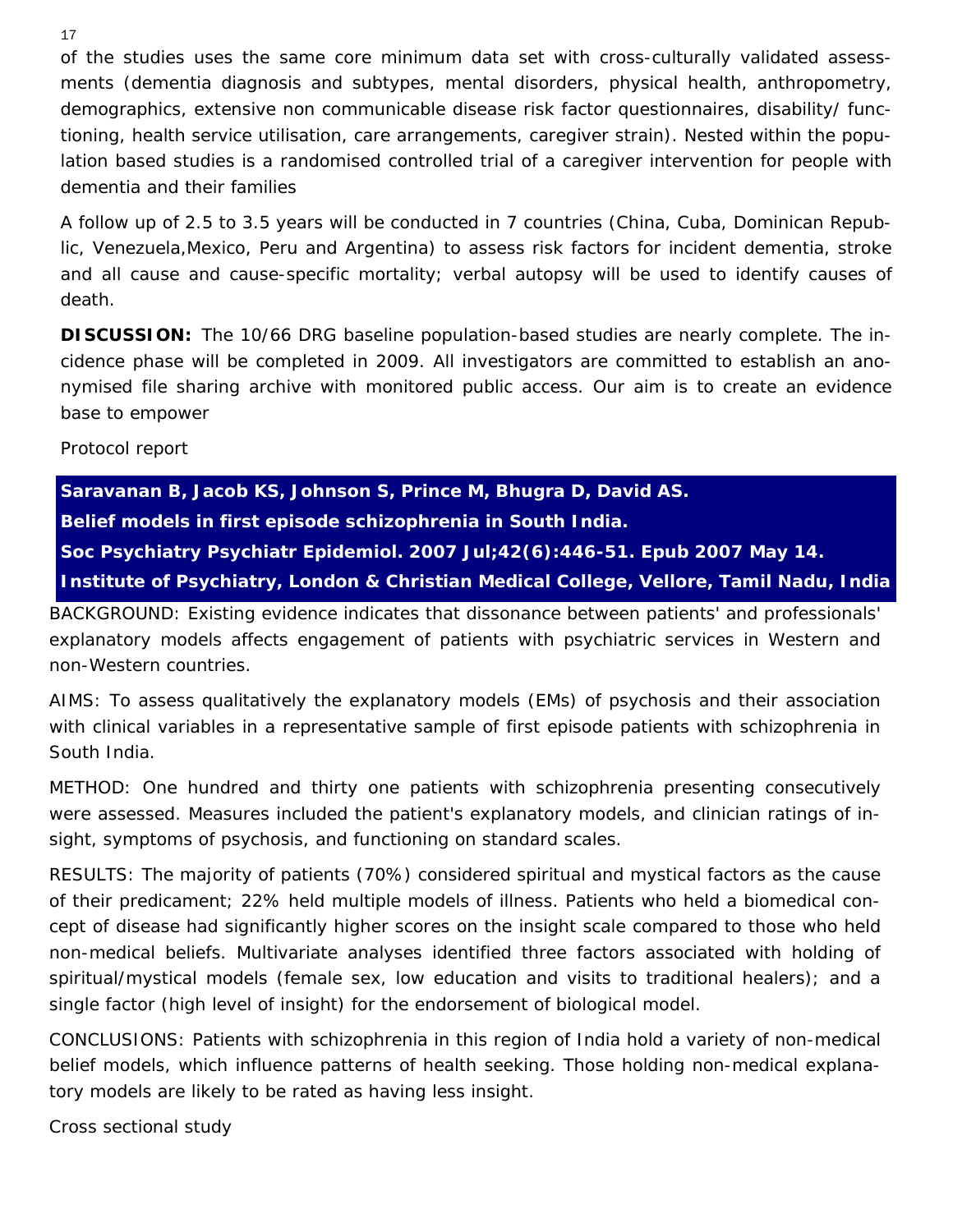of the studies uses the same core minimum data set with cross-culturally validated assessments (dementia diagnosis and subtypes, mental disorders, physical health, anthropometry, demographics, extensive non communicable disease risk factor questionnaires, disability/ functioning, health service utilisation, care arrangements, caregiver strain). Nested within the population based studies is a randomised controlled trial of a caregiver intervention for people with dementia and their families

A follow up of 2.5 to 3.5 years will be conducted in 7 countries (China, Cuba, Dominican Republic, Venezuela,Mexico, Peru and Argentina) to assess risk factors for incident dementia, stroke and all cause and cause-specific mortality; verbal autopsy will be used to identify causes of death.

**DISCUSSION:** The 10/66 DRG baseline population-based studies are nearly complete. The incidence phase will be completed in 2009. All investigators are committed to establish an anonymised file sharing archive with monitored public access. Our aim is to create an evidence base to empower

Protocol report

**Saravanan B, Jacob KS, Johnson S, Prince M, Bhugra D, David AS.**
**Belief models in first episode schizophrenia in South India.**
**Soc Psychiatry Psychiatr Epidemiol. 2007 Jul;42(6):446-51. Epub 2007 May 14.**
**Institute of Psychiatry, London & Christian Medical College, Vellore, Tamil Nadu, India**

BACKGROUND: Existing evidence indicates that dissonance between patients' and professionals' explanatory models affects engagement of patients with psychiatric services in Western and non-Western countries.

AIMS: To assess qualitatively the explanatory models (EMs) of psychosis and their association with clinical variables in a representative sample of first episode patients with schizophrenia in South India.

METHOD: One hundred and thirty one patients with schizophrenia presenting consecutively were assessed. Measures included the patient's explanatory models, and clinician ratings of insight, symptoms of psychosis, and functioning on standard scales.

RESULTS: The majority of patients (70%) considered spiritual and mystical factors as the cause of their predicament; 22% held multiple models of illness. Patients who held a biomedical concept of disease had significantly higher scores on the insight scale compared to those who held non-medical beliefs. Multivariate analyses identified three factors associated with holding of spiritual/mystical models (female sex, low education and visits to traditional healers); and a single factor (high level of insight) for the endorsement of biological model.

CONCLUSIONS: Patients with schizophrenia in this region of India hold a variety of non-medical belief models, which influence patterns of health seeking. Those holding non-medical explanatory models are likely to be rated as having less insight.

Cross sectional study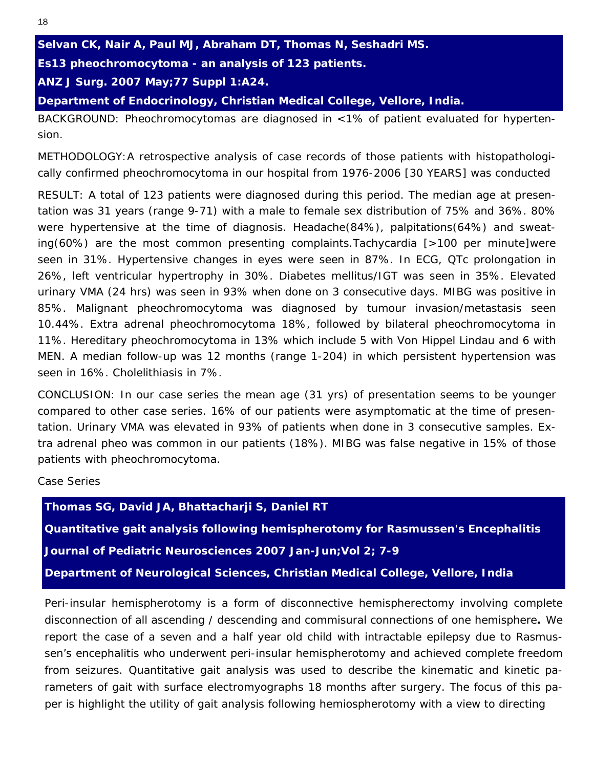**Selvan CK, Nair A, Paul MJ, Abraham DT, Thomas N, Seshadri MS.**

**Es13 pheochromocytoma - an analysis of 123 patients.**

**ANZ J Surg. 2007 May;77 Suppl 1:A24.**

**Department of Endocrinology, Christian Medical College, Vellore, India.**

BACKGROUND: Pheochromocytomas are diagnosed in <1% of patient evaluated for hypertension.

METHODOLOGY:A retrospective analysis of case records of those patients with histopathologically confirmed pheochromocytoma in our hospital from 1976-2006 [30 YEARS] was conducted

RESULT: A total of 123 patients were diagnosed during this period. The median age at presentation was 31 years (range 9-71) with a male to female sex distribution of 75% and 36%. 80% were hypertensive at the time of diagnosis. Headache(84%), palpitations(64%) and sweating(60%) are the most common presenting complaints.Tachycardia [>100 per minute]were seen in 31%. Hypertensive changes in eyes were seen in 87%. In ECG, QTc prolongation in 26%, left ventricular hypertrophy in 30%. Diabetes mellitus/IGT was seen in 35%. Elevated urinary VMA (24 hrs) was seen in 93% when done on 3 consecutive days. MIBG was positive in 85%. Malignant pheochromocytoma was diagnosed by tumour invasion/metastasis seen 10.44%. Extra adrenal pheochromocytoma 18%, followed by bilateral pheochromocytoma in 11%. Hereditary pheochromocytoma in 13% which include 5 with Von Hippel Lindau and 6 with MEN. A median follow-up was 12 months (range 1-204) in which persistent hypertension was seen in 16%. Cholelithiasis in 7%.

CONCLUSION: In our case series the mean age (31 yrs) of presentation seems to be younger compared to other case series. 16% of our patients were asymptomatic at the time of presentation. Urinary VMA was elevated in 93% of patients when done in 3 consecutive samples. Extra adrenal pheo was common in our patients (18%). MIBG was false negative in 15% of those patients with pheochromocytoma.

Case Series

**Thomas SG, David JA, Bhattacharji S, Daniel RT**

**Quantitative gait analysis following hemispherotomy for Rasmussen's Encephalitis**

**Journal of Pediatric Neurosciences 2007 Jan-Jun;Vol 2; 7-9**

**Department of Neurological Sciences, Christian Medical College, Vellore, India**

Peri-insular hemispherotomy is a form of disconnective hemispherectomy involving complete disconnection of all ascending / descending and commisural connections of one hemisphere**.** We report the case of a seven and a half year old child with intractable epilepsy due to Rasmussen's encephalitis who underwent peri-insular hemispherotomy and achieved complete freedom from seizures. Quantitative gait analysis was used to describe the kinematic and kinetic parameters of gait with surface electromyographs 18 months after surgery. The focus of this paper is highlight the utility of gait analysis following hemiospherotomy with a view to directing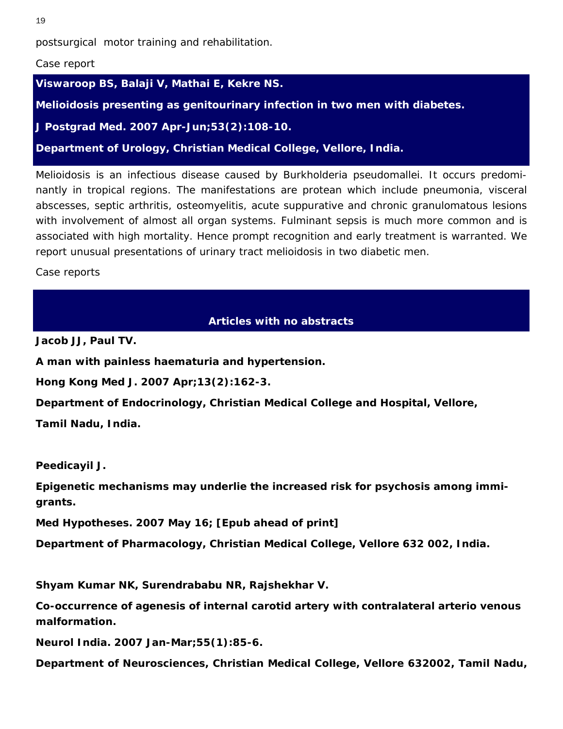postsurgical motor training and rehabilitation.

Case report

**Viswaroop BS, Balaji V, Mathai E, Kekre NS.**

**Melioidosis presenting as genitourinary infection in two men with diabetes.**

**J Postgrad Med. 2007 Apr-Jun;53(2):108-10.**

**Department of Urology, Christian Medical College, Vellore, India.**

Melioidosis is an infectious disease caused by Burkholderia pseudomallei. It occurs predominantly in tropical regions. The manifestations are protean which include pneumonia, visceral abscesses, septic arthritis, osteomyelitis, acute suppurative and chronic granulomatous lesions with involvement of almost all organ systems. Fulminant sepsis is much more common and is associated with high mortality. Hence prompt recognition and early treatment is warranted. We report unusual presentations of urinary tract melioidosis in two diabetic men.

Case reports

## Articles with no abstracts

**Jacob JJ, Paul TV.**

**A man with painless haematuria and hypertension.**

**Hong Kong Med J. 2007 Apr;13(2):162-3.**

**Department of Endocrinology, Christian Medical College and Hospital, Vellore, Tamil Nadu, India.**

**Peedicayil J.**

**Epigenetic mechanisms may underlie the increased risk for psychosis among immigrants.**

**Med Hypotheses. 2007 May 16; [Epub ahead of print]**

**Department of Pharmacology, Christian Medical College, Vellore 632 002, India.**

**Shyam Kumar NK, Surendrababu NR, Rajshekhar V.**

**Co-occurrence of agenesis of internal carotid artery with contralateral arterio venous malformation.**

**Neurol India. 2007 Jan-Mar;55(1):85-6.**

**Department of Neurosciences, Christian Medical College, Vellore 632002, Tamil Nadu,**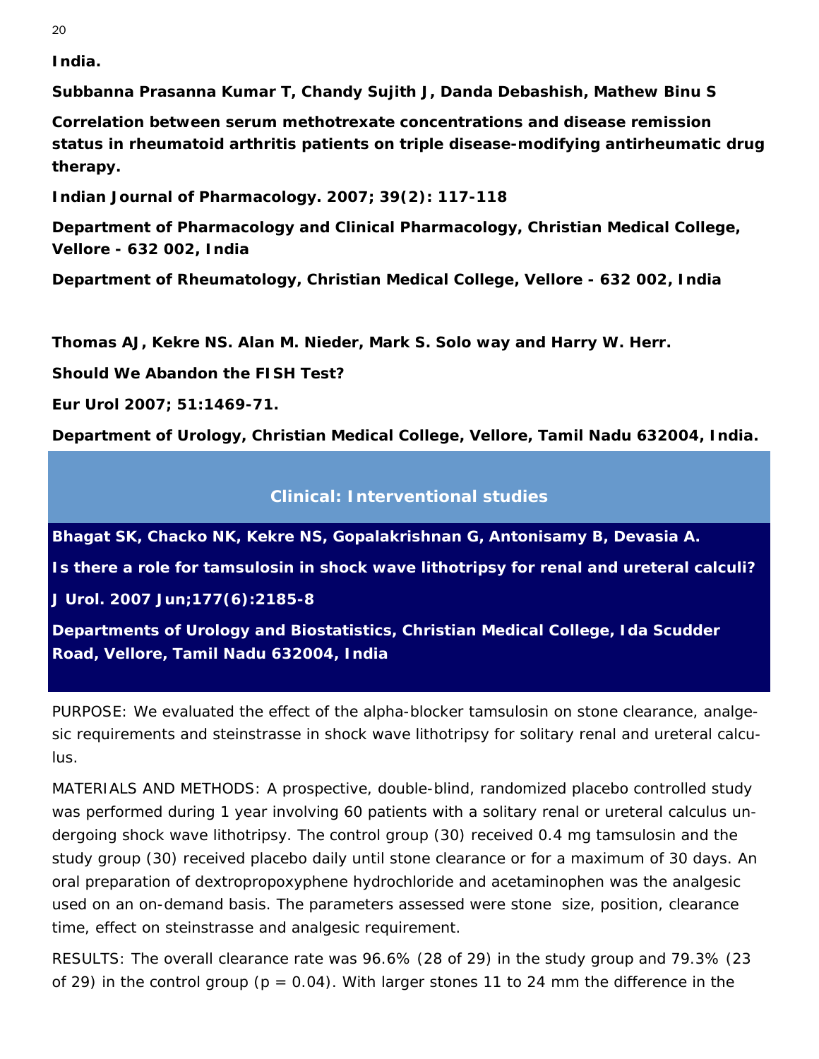**India.**

**Subbanna Prasanna Kumar T, Chandy Sujith J, Danda Debashish, Mathew Binu S**

**Correlation between serum methotrexate concentrations and disease remission status in rheumatoid arthritis patients on triple disease-modifying antirheumatic drug therapy.**

**Indian Journal of Pharmacology. 2007; 39(2): 117-118**

**Department of Pharmacology and Clinical Pharmacology, Christian Medical College, Vellore - 632 002, India**

**Department of Rheumatology, Christian Medical College, Vellore - 632 002, India**

**Thomas AJ, Kekre NS. Alan M. Nieder, Mark S. Solo way and Harry W. Herr.**

**Should We Abandon the FISH Test?**

**Eur Urol 2007; 51:1469-71.**

**Department of Urology, Christian Medical College, Vellore, Tamil Nadu 632004, India.**

## Clinical: Interventional studies

**Bhagat SK, Chacko NK, Kekre NS, Gopalakrishnan G, Antonisamy B, Devasia A.**

**Is there a role for tamsulosin in shock wave lithotripsy for renal and ureteral calculi?**

**J Urol. 2007 Jun;177(6):2185-8**

**Departments of Urology and Biostatistics, Christian Medical College, Ida Scudder Road, Vellore, Tamil Nadu 632004, India**

PURPOSE: We evaluated the effect of the alpha-blocker tamsulosin on stone clearance, analgesic requirements and steinstrasse in shock wave lithotripsy for solitary renal and ureteral calculus.

MATERIALS AND METHODS: A prospective, double-blind, randomized placebo controlled study was performed during 1 year involving 60 patients with a solitary renal or ureteral calculus undergoing shock wave lithotripsy. The control group (30) received 0.4 mg tamsulosin and the study group (30) received placebo daily until stone clearance or for a maximum of 30 days. An oral preparation of dextropropoxyphene hydrochloride and acetaminophen was the analgesic used on an on-demand basis. The parameters assessed were stone size, position, clearance time, effect on steinstrasse and analgesic requirement.

RESULTS: The overall clearance rate was 96.6% (28 of 29) in the study group and 79.3% (23 of 29) in the control group ($p = 0.04$). With larger stones 11 to 24 mm the difference in the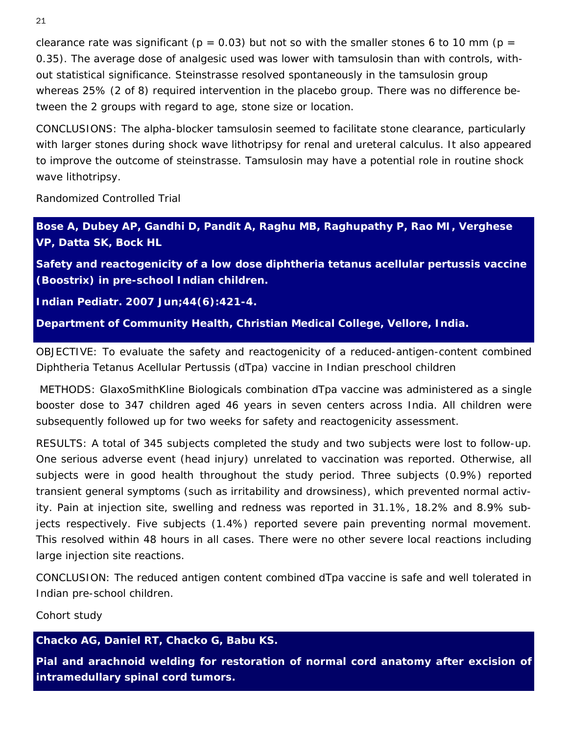clearance rate was significant ($p = 0.03$) but not so with the smaller stones 6 to 10 mm ($p = 0.35$). The average dose of analgesic used was lower with tamsulosin than with controls, without statistical significance. Steinstrasse resolved spontaneously in the tamsulosin group whereas 25% (2 of 8) required intervention in the placebo group. There was no difference between the 2 groups with regard to age, stone size or location.

CONCLUSIONS: The alpha-blocker tamsulosin seemed to facilitate stone clearance, particularly with larger stones during shock wave lithotripsy for renal and ureteral calculus. It also appeared to improve the outcome of steinstrasse. Tamsulosin may have a potential role in routine shock wave lithotripsy.

Randomized Controlled Trial

**Bose A, Dubey AP, Gandhi D, Pandit A, Raghu MB, Raghupathy P, Rao MI, Verghese VP, Datta SK, Bock HL**

**Safety and reactogenicity of a low dose diphtheria tetanus acellular pertussis vaccine (Boostrix) in pre-school Indian children.**

**Indian Pediatr. 2007 Jun;44(6):421-4.**

**Department of Community Health, Christian Medical College, Vellore, India.**

OBJECTIVE: To evaluate the safety and reactogenicity of a reduced-antigen-content combined Diphtheria Tetanus Acellular Pertussis (dTpa) vaccine in Indian preschool children

METHODS: GlaxoSmithKline Biologicals combination dTpa vaccine was administered as a single booster dose to 347 children aged 46 years in seven centers across India. All children were subsequently followed up for two weeks for safety and reactogenicity assessment.

RESULTS: A total of 345 subjects completed the study and two subjects were lost to follow-up. One serious adverse event (head injury) unrelated to vaccination was reported. Otherwise, all subjects were in good health throughout the study period. Three subjects (0.9%) reported transient general symptoms (such as irritability and drowsiness), which prevented normal activity. Pain at injection site, swelling and redness was reported in 31.1%, 18.2% and 8.9% subjects respectively. Five subjects (1.4%) reported severe pain preventing normal movement. This resolved within 48 hours in all cases. There were no other severe local reactions including large injection site reactions.

CONCLUSION: The reduced antigen content combined dTpa vaccine is safe and well tolerated in Indian pre-school children.

Cohort study

**Chacko AG, Daniel RT, Chacko G, Babu KS.**

**Pial and arachnoid welding for restoration of normal cord anatomy after excision of intramedullary spinal cord tumors.**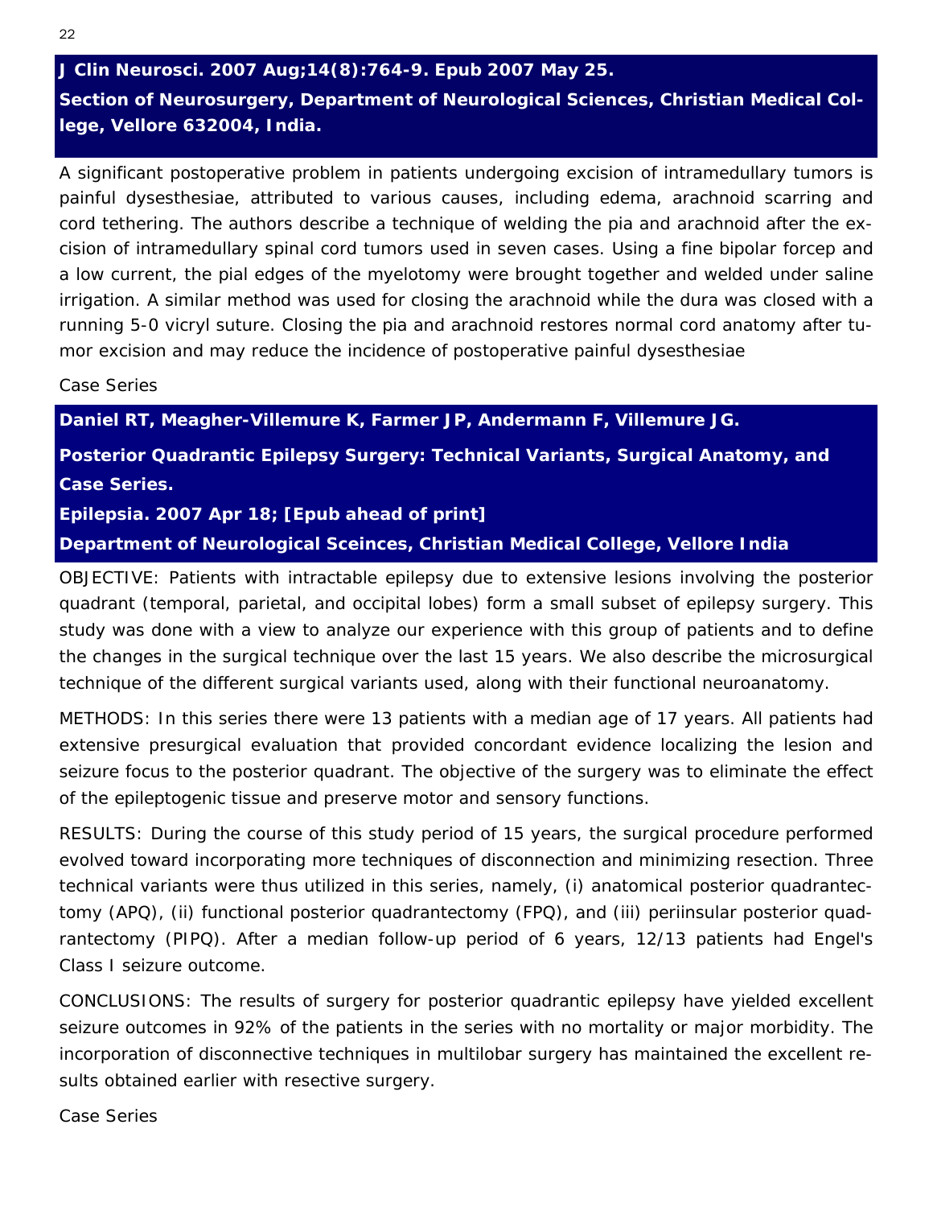**J Clin Neurosci. 2007 Aug;14(8):764-9. Epub 2007 May 25.**

**Section of Neurosurgery, Department of Neurological Sciences, Christian Medical College, Vellore 632004, India.**

A significant postoperative problem in patients undergoing excision of intramedullary tumors is painful dysesthesiae, attributed to various causes, including edema, arachnoid scarring and cord tethering. The authors describe a technique of welding the pia and arachnoid after the excision of intramedullary spinal cord tumors used in seven cases. Using a fine bipolar forcep and a low current, the pial edges of the myelotomy were brought together and welded under saline irrigation. A similar method was used for closing the arachnoid while the dura was closed with a running 5-0 vicryl suture. Closing the pia and arachnoid restores normal cord anatomy after tumor excision and may reduce the incidence of postoperative painful dysesthesiae

Case Series

**Daniel RT, Meagher-Villemure K, Farmer JP, Andermann F, Villemure JG.**

**Posterior Quadrantic Epilepsy Surgery: Technical Variants, Surgical Anatomy, and Case Series.**

**Epilepsia. 2007 Apr 18; [Epub ahead of print]**

**Department of Neurological Sceinces, Christian Medical College, Vellore India**

OBJECTIVE: Patients with intractable epilepsy due to extensive lesions involving the posterior quadrant (temporal, parietal, and occipital lobes) form a small subset of epilepsy surgery. This study was done with a view to analyze our experience with this group of patients and to define the changes in the surgical technique over the last 15 years. We also describe the microsurgical technique of the different surgical variants used, along with their functional neuroanatomy.

METHODS: In this series there were 13 patients with a median age of 17 years. All patients had extensive presurgical evaluation that provided concordant evidence localizing the lesion and seizure focus to the posterior quadrant. The objective of the surgery was to eliminate the effect of the epileptogenic tissue and preserve motor and sensory functions.

RESULTS: During the course of this study period of 15 years, the surgical procedure performed evolved toward incorporating more techniques of disconnection and minimizing resection. Three technical variants were thus utilized in this series, namely, (i) anatomical posterior quadrantectomy (APQ), (ii) functional posterior quadrantectomy (FPQ), and (iii) periinsular posterior quadrantectomy (PIPQ). After a median follow-up period of 6 years, 12/13 patients had Engel's Class I seizure outcome.

CONCLUSIONS: The results of surgery for posterior quadrantic epilepsy have yielded excellent seizure outcomes in 92% of the patients in the series with no mortality or major morbidity. The incorporation of disconnective techniques in multilobar surgery has maintained the excellent results obtained earlier with resective surgery.

Case Series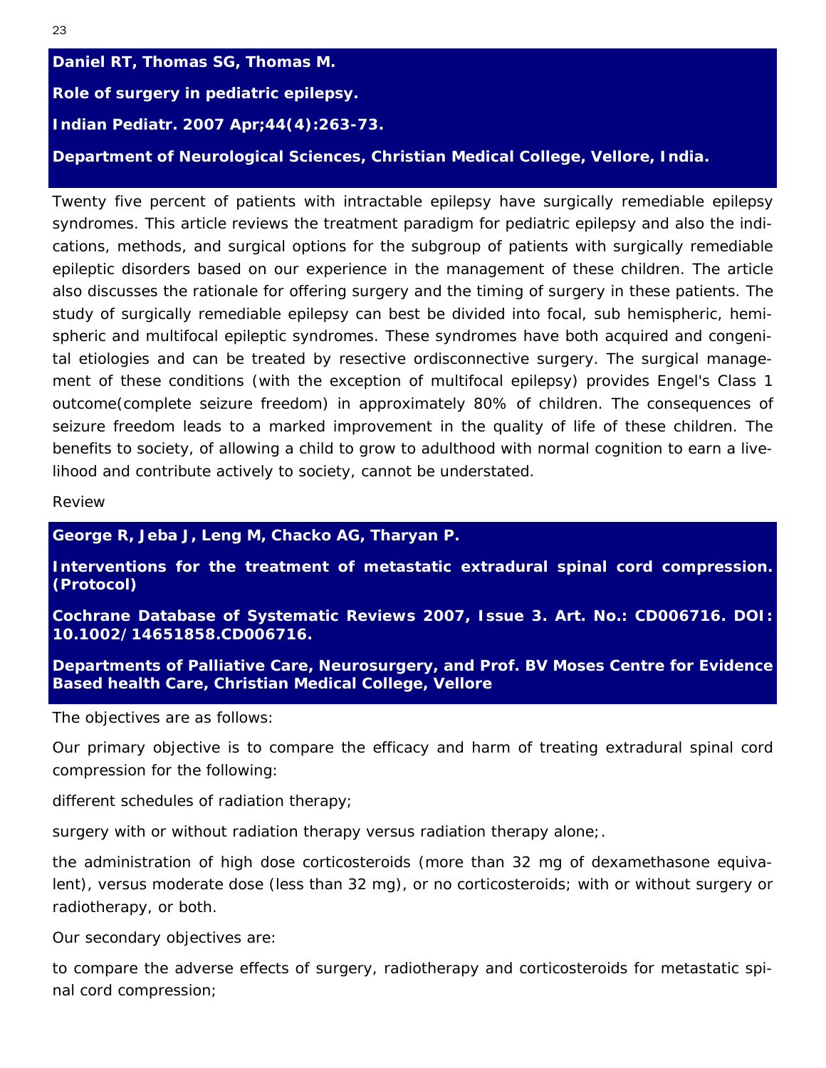**Daniel RT, Thomas SG, Thomas M.**

**Role of surgery in pediatric epilepsy.**

**Indian Pediatr. 2007 Apr;44(4):263-73.**

**Department of Neurological Sciences, Christian Medical College, Vellore, India.**

Twenty five percent of patients with intractable epilepsy have surgically remediable epilepsy syndromes. This article reviews the treatment paradigm for pediatric epilepsy and also the indications, methods, and surgical options for the subgroup of patients with surgically remediable epileptic disorders based on our experience in the management of these children. The article also discusses the rationale for offering surgery and the timing of surgery in these patients. The study of surgically remediable epilepsy can best be divided into focal, sub hemispheric, hemispheric and multifocal epileptic syndromes. These syndromes have both acquired and congenital etiologies and can be treated by resective ordisconnective surgery. The surgical management of these conditions (with the exception of multifocal epilepsy) provides Engel's Class 1 outcome(complete seizure freedom) in approximately 80% of children. The consequences of seizure freedom leads to a marked improvement in the quality of life of these children. The benefits to society, of allowing a child to grow to adulthood with normal cognition to earn a livelihood and contribute actively to society, cannot be understated.

Review

**George R, Jeba J, Leng M, Chacko AG, Tharyan P.**

**Interventions for the treatment of metastatic extradural spinal cord compression. (Protocol)**

**Cochrane Database of Systematic Reviews 2007, Issue 3. Art. No.: CD006716. DOI: 10.1002/14651858.CD006716.**

**Departments of Palliative Care, Neurosurgery, and Prof. BV Moses Centre for Evidence Based health Care, Christian Medical College, Vellore**

The objectives are as follows:

Our primary objective is to compare the efficacy and harm of treating extradural spinal cord compression for the following:

different schedules of radiation therapy;

surgery with or without radiation therapy versus radiation therapy alone;.

the administration of high dose corticosteroids (more than 32 mg of dexamethasone equivalent), versus moderate dose (less than 32 mg), or no corticosteroids; with or without surgery or radiotherapy, or both.

Our secondary objectives are:

to compare the adverse effects of surgery, radiotherapy and corticosteroids for metastatic spinal cord compression;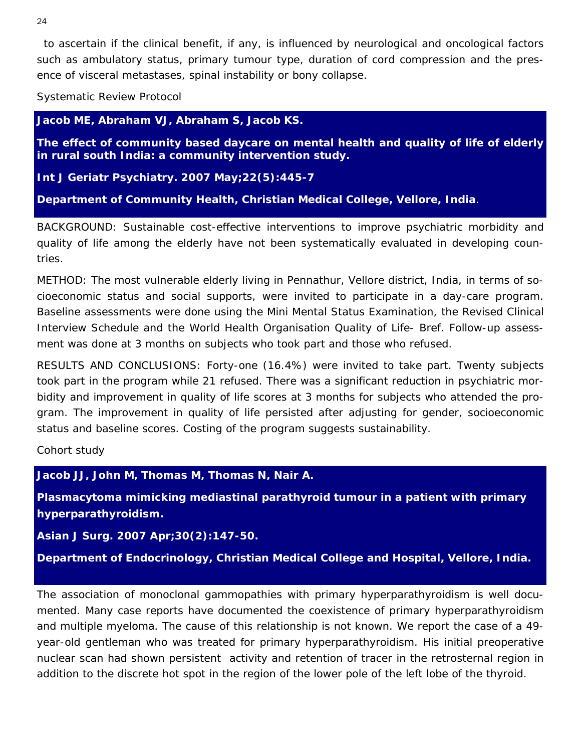to ascertain if the clinical benefit, if any, is influenced by neurological and oncological factors such as ambulatory status, primary tumour type, duration of cord compression and the presence of visceral metastases, spinal instability or bony collapse.

Systematic Review Protocol

**Jacob ME, Abraham VJ, Abraham S, Jacob KS.**

**The effect of community based daycare on mental health and quality of life of elderly in rural south India: a community intervention study.**

**Int J Geriatr Psychiatry. 2007 May;22(5):445-7**

**Department of Community Health, Christian Medical College, Vellore, India**.

BACKGROUND: Sustainable cost-effective interventions to improve psychiatric morbidity and quality of life among the elderly have not been systematically evaluated in developing countries.

METHOD: The most vulnerable elderly living in Pennathur, Vellore district, India, in terms of socioeconomic status and social supports, were invited to participate in a day-care program. Baseline assessments were done using the Mini Mental Status Examination, the Revised Clinical Interview Schedule and the World Health Organisation Quality of Life- Bref. Follow-up assessment was done at 3 months on subjects who took part and those who refused.

RESULTS AND CONCLUSIONS: Forty-one (16.4%) were invited to take part. Twenty subjects took part in the program while 21 refused. There was a significant reduction in psychiatric morbidity and improvement in quality of life scores at 3 months for subjects who attended the program. The improvement in quality of life persisted after adjusting for gender, socioeconomic status and baseline scores. Costing of the program suggests sustainability.

Cohort study

**Jacob JJ, John M, Thomas M, Thomas N, Nair A.**

**Plasmacytoma mimicking mediastinal parathyroid tumour in a patient with primary hyperparathyroidism.**

**Asian J Surg. 2007 Apr;30(2):147-50.**

**Department of Endocrinology, Christian Medical College and Hospital, Vellore, India.**

The association of monoclonal gammopathies with primary hyperparathyroidism is well documented. Many case reports have documented the coexistence of primary hyperparathyroidism and multiple myeloma. The cause of this relationship is not known. We report the case of a 49-year-old gentleman who was treated for primary hyperparathyroidism. His initial preoperative nuclear scan had shown persistent activity and retention of tracer in the retrosternal region in addition to the discrete hot spot in the region of the lower pole of the left lobe of the thyroid.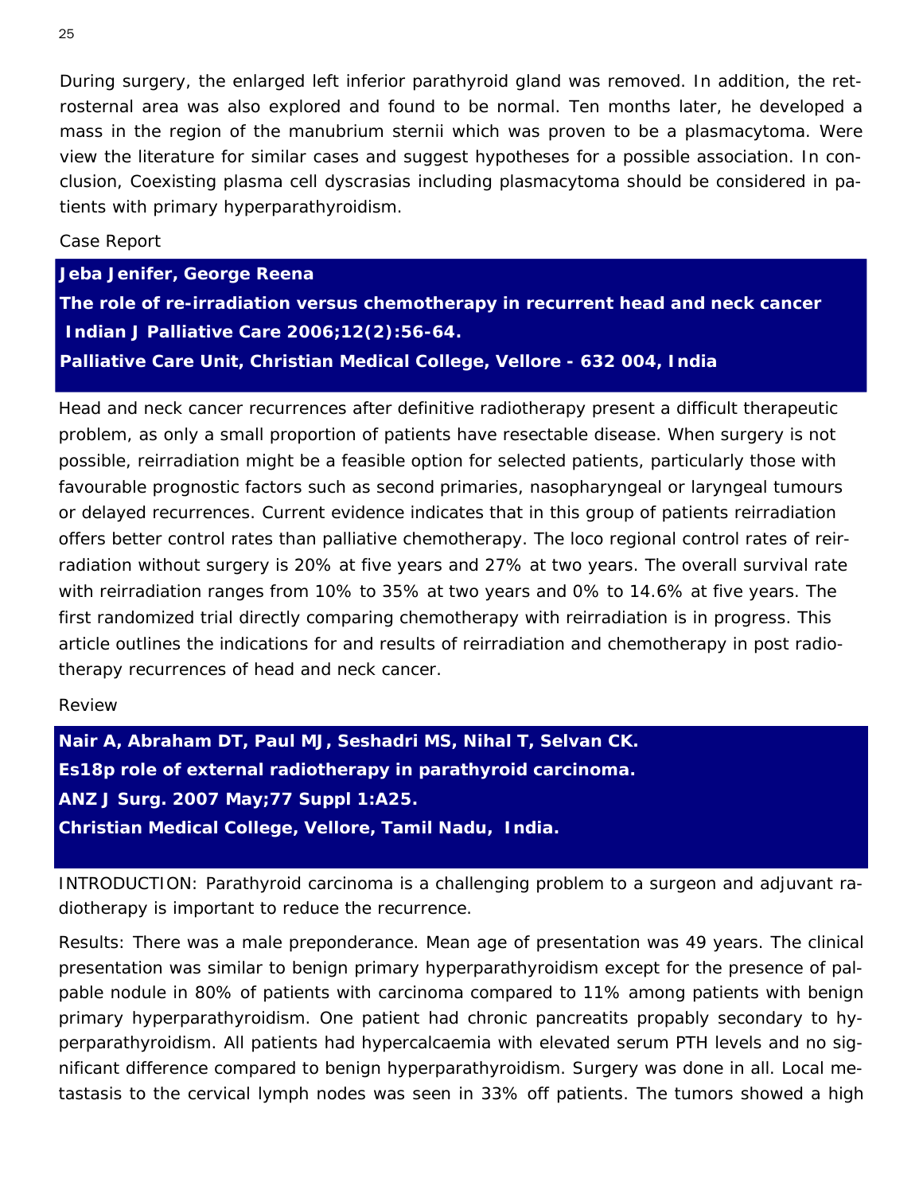During surgery, the enlarged left inferior parathyroid gland was removed. In addition, the retrosternal area was also explored and found to be normal. Ten months later, he developed a mass in the region of the manubrium sternii which was proven to be a plasmacytoma. Were view the literature for similar cases and suggest hypotheses for a possible association. In conclusion, Coexisting plasma cell dyscrasias including plasmacytoma should be considered in patients with primary hyperparathyroidism.

Case Report

**Jeba Jenifer, George Reena**

**The role of re-irradiation versus chemotherapy in recurrent head and neck cancer**

**Indian J Palliative Care 2006;12(2):56-64.**

**Palliative Care Unit, Christian Medical College, Vellore - 632 004, India**

Head and neck cancer recurrences after definitive radiotherapy present a difficult therapeutic problem, as only a small proportion of patients have resectable disease. When surgery is not possible, reirradiation might be a feasible option for selected patients, particularly those with favourable prognostic factors such as second primaries, nasopharyngeal or laryngeal tumours or delayed recurrences. Current evidence indicates that in this group of patients reirradiation offers better control rates than palliative chemotherapy. The loco regional control rates of reirradiation without surgery is 20% at five years and 27% at two years. The overall survival rate with reirradiation ranges from 10% to 35% at two years and 0% to 14.6% at five years. The first randomized trial directly comparing chemotherapy with reirradiation is in progress. This article outlines the indications for and results of reirradiation and chemotherapy in post radiotherapy recurrences of head and neck cancer.

Review

**Nair A, Abraham DT, Paul MJ, Seshadri MS, Nihal T, Selvan CK.**

**Es18p role of external radiotherapy in parathyroid carcinoma.**

**ANZ J Surg. 2007 May;77 Suppl 1:A25.**

**Christian Medical College, Vellore, Tamil Nadu, India.**

INTRODUCTION: Parathyroid carcinoma is a challenging problem to a surgeon and adjuvant radiotherapy is important to reduce the recurrence.

Results: There was a male preponderance. Mean age of presentation was 49 years. The clinical presentation was similar to benign primary hyperparathyroidism except for the presence of palpable nodule in 80% of patients with carcinoma compared to 11% among patients with benign primary hyperparathyroidism. One patient had chronic pancreatits propably secondary to hyperparathyroidism. All patients had hypercalcaemia with elevated serum PTH levels and no significant difference compared to benign hyperparathyroidism. Surgery was done in all. Local metastasis to the cervical lymph nodes was seen in 33% off patients. The tumors showed a high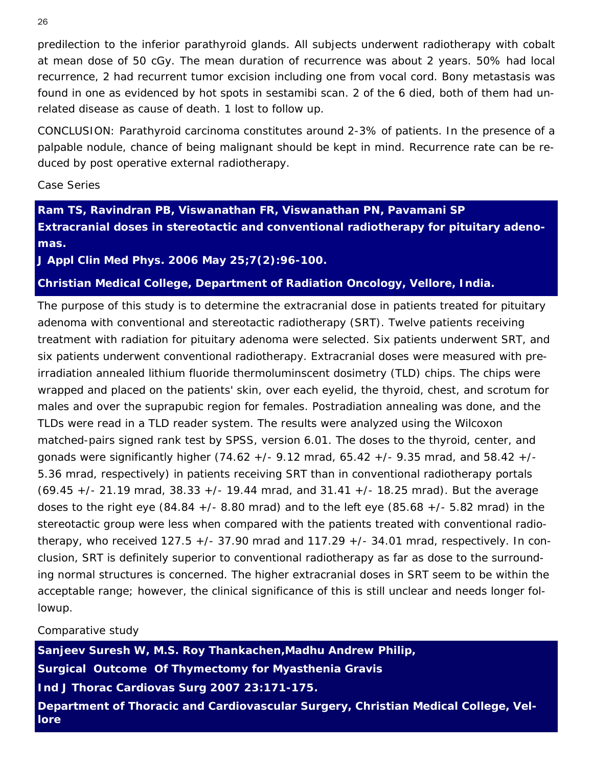predilection to the inferior parathyroid glands. All subjects underwent radiotherapy with cobalt at mean dose of 50 cGy. The mean duration of recurrence was about 2 years. 50% had local recurrence, 2 had recurrent tumor excision including one from vocal cord. Bony metastasis was found in one as evidenced by hot spots in sestamibi scan. 2 of the 6 died, both of them had unrelated disease as cause of death. 1 lost to follow up.

CONCLUSION: Parathyroid carcinoma constitutes around 2-3% of patients. In the presence of a palpable nodule, chance of being malignant should be kept in mind. Recurrence rate can be reduced by post operative external radiotherapy.

Case Series

**Ram TS, Ravindran PB, Viswanathan FR, Viswanathan PN, Pavamani SP**
**Extracranial doses in stereotactic and conventional radiotherapy for pituitary adenomas.**
**J Appl Clin Med Phys. 2006 May 25;7(2):96-100.**

**Christian Medical College, Department of Radiation Oncology, Vellore, India.**

The purpose of this study is to determine the extracranial dose in patients treated for pituitary adenoma with conventional and stereotactic radiotherapy (SRT). Twelve patients receiving treatment with radiation for pituitary adenoma were selected. Six patients underwent SRT, and six patients underwent conventional radiotherapy. Extracranial doses were measured with pre-irradiation annealed lithium fluoride thermoluminscent dosimetry (TLD) chips. The chips were wrapped and placed on the patients' skin, over each eyelid, the thyroid, chest, and scrotum for males and over the suprapubic region for females. Postradiation annealing was done, and the TLDs were read in a TLD reader system. The results were analyzed using the Wilcoxon matched-pairs signed rank test by SPSS, version 6.01. The doses to the thyroid, center, and gonads were significantly higher (74.62 +/- 9.12 mrad, 65.42 +/- 9.35 mrad, and 58.42 +/- 5.36 mrad, respectively) in patients receiving SRT than in conventional radiotherapy portals (69.45 +/- 21.19 mrad, 38.33 +/- 19.44 mrad, and 31.41 +/- 18.25 mrad). But the average doses to the right eye (84.84 +/- 8.80 mrad) and to the left eye (85.68 +/- 5.82 mrad) in the stereotactic group were less when compared with the patients treated with conventional radiotherapy, who received 127.5 +/- 37.90 mrad and 117.29 +/- 34.01 mrad, respectively. In conclusion, SRT is definitely superior to conventional radiotherapy as far as dose to the surrounding normal structures is concerned. The higher extracranial doses in SRT seem to be within the acceptable range; however, the clinical significance of this is still unclear and needs longer followup.

Comparative study

**Sanjeev Suresh W, M.S. Roy Thankachen,Madhu Andrew Philip,**

**Surgical Outcome Of Thymectomy for Myasthenia Gravis**

**Ind J Thorac Cardiovas Surg 2007 23:171-175.**

**Department of Thoracic and Cardiovascular Surgery, Christian Medical College, Vellore**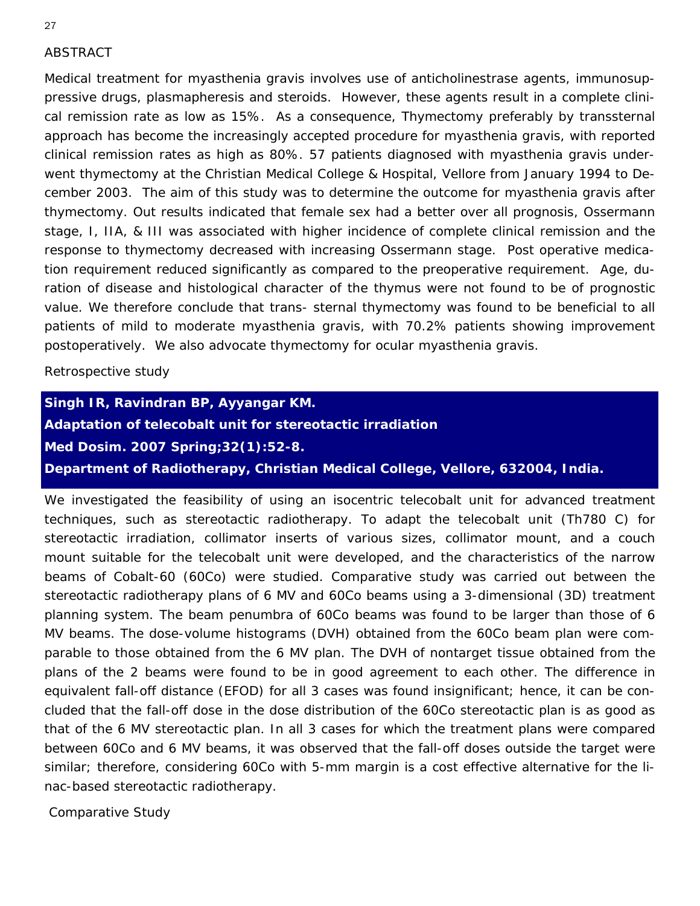ABSTRACT

Medical treatment for myasthenia gravis involves use of anticholinestrase agents, immunosuppressive drugs, plasmapheresis and steroids. However, these agents result in a complete clinical remission rate as low as 15%. As a consequence, Thymectomy preferably by transsternal approach has become the increasingly accepted procedure for myasthenia gravis, with reported clinical remission rates as high as 80%. 57 patients diagnosed with myasthenia gravis underwent thymectomy at the Christian Medical College & Hospital, Vellore from January 1994 to December 2003. The aim of this study was to determine the outcome for myasthenia gravis after thymectomy. Out results indicated that female sex had a better over all prognosis, Ossermann stage, I, IIA, & III was associated with higher incidence of complete clinical remission and the response to thymectomy decreased with increasing Ossermann stage. Post operative medication requirement reduced significantly as compared to the preoperative requirement. Age, duration of disease and histological character of the thymus were not found to be of prognostic value. We therefore conclude that trans- sternal thymectomy was found to be beneficial to all patients of mild to moderate myasthenia gravis, with 70.2% patients showing improvement postoperatively. We also advocate thymectomy for ocular myasthenia gravis.

Retrospective study

**Singh IR, Ravindran BP, Ayyangar KM.**
**Adaptation of telecobalt unit for stereotactic irradiation**
**Med Dosim. 2007 Spring;32(1):52-8.**
**Department of Radiotherapy, Christian Medical College, Vellore, 632004, India.**

We investigated the feasibility of using an isocentric telecobalt unit for advanced treatment techniques, such as stereotactic radiotherapy. To adapt the telecobalt unit (Th780 C) for stereotactic irradiation, collimator inserts of various sizes, collimator mount, and a couch mount suitable for the telecobalt unit were developed, and the characteristics of the narrow beams of Cobalt-60 (60Co) were studied. Comparative study was carried out between the stereotactic radiotherapy plans of 6 MV and 60Co beams using a 3-dimensional (3D) treatment planning system. The beam penumbra of 60Co beams was found to be larger than those of 6 MV beams. The dose-volume histograms (DVH) obtained from the 60Co beam plan were comparable to those obtained from the 6 MV plan. The DVH of nontarget tissue obtained from the plans of the 2 beams were found to be in good agreement to each other. The difference in equivalent fall-off distance (EFOD) for all 3 cases was found insignificant; hence, it can be concluded that the fall-off dose in the dose distribution of the 60Co stereotactic plan is as good as that of the 6 MV stereotactic plan. In all 3 cases for which the treatment plans were compared between 60Co and 6 MV beams, it was observed that the fall-off doses outside the target were similar; therefore, considering 60Co with 5-mm margin is a cost effective alternative for the linac-based stereotactic radiotherapy.

Comparative Study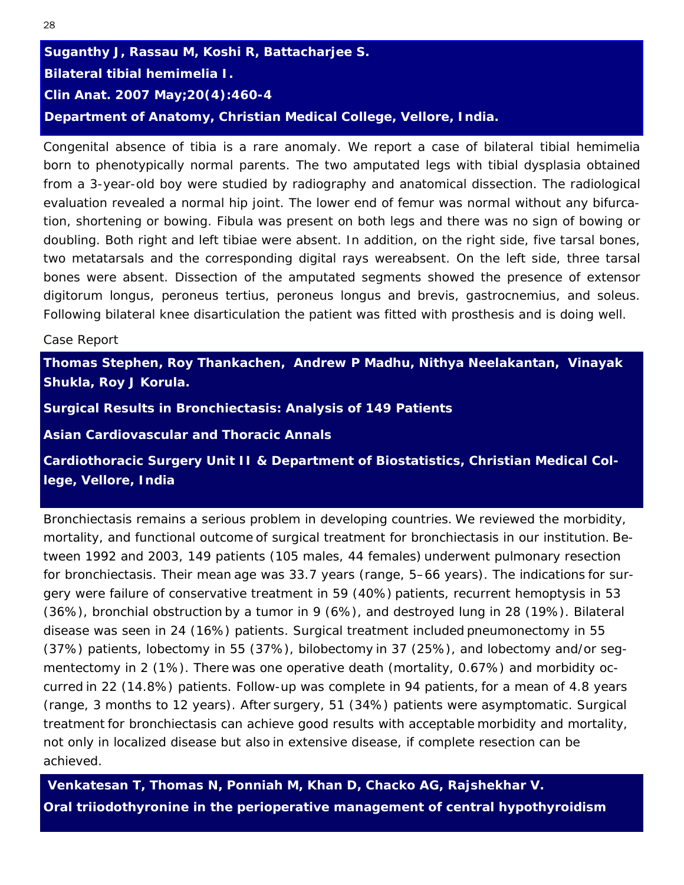**Suganthy J, Rassau M, Koshi R, Battacharjee S.**

**Bilateral tibial hemimelia I.**

**Clin Anat. 2007 May;20(4):460-4**

**Department of Anatomy, Christian Medical College, Vellore, India.**

Congenital absence of tibia is a rare anomaly. We report a case of bilateral tibial hemimelia born to phenotypically normal parents. The two amputated legs with tibial dysplasia obtained from a 3-year-old boy were studied by radiography and anatomical dissection. The radiological evaluation revealed a normal hip joint. The lower end of femur was normal without any bifurcation, shortening or bowing. Fibula was present on both legs and there was no sign of bowing or doubling. Both right and left tibiae were absent. In addition, on the right side, five tarsal bones, two metatarsals and the corresponding digital rays wereabsent. On the left side, three tarsal bones were absent. Dissection of the amputated segments showed the presence of extensor digitorum longus, peroneus tertius, peroneus longus and brevis, gastrocnemius, and soleus. Following bilateral knee disarticulation the patient was fitted with prosthesis and is doing well.

Case Report

**Thomas Stephen, Roy Thankachen, Andrew P Madhu, Nithya Neelakantan, Vinayak Shukla, Roy J Korula.**

**Surgical Results in Bronchiectasis: Analysis of 149 Patients**

**Asian Cardiovascular and Thoracic Annals**

**Cardiothoracic Surgery Unit II & Department of Biostatistics, Christian Medical College, Vellore, India**

Bronchiectasis remains a serious problem in developing countries. We reviewed the morbidity, mortality, and functional outcome of surgical treatment for bronchiectasis in our institution. Between 1992 and 2003, 149 patients (105 males, 44 females) underwent pulmonary resection for bronchiectasis. Their mean age was 33.7 years (range, 5–66 years). The indications for surgery were failure of conservative treatment in 59 (40%) patients, recurrent hemoptysis in 53 (36%), bronchial obstruction by a tumor in 9 (6%), and destroyed lung in 28 (19%). Bilateral disease was seen in 24 (16%) patients. Surgical treatment included pneumonectomy in 55 (37%) patients, lobectomy in 55 (37%), bilobectomy in 37 (25%), and lobectomy and/or segmentectomy in 2 (1%). There was one operative death (mortality, 0.67%) and morbidity occurred in 22 (14.8%) patients. Follow-up was complete in 94 patients, for a mean of 4.8 years (range, 3 months to 12 years). After surgery, 51 (34%) patients were asymptomatic. Surgical treatment for bronchiectasis can achieve good results with acceptable morbidity and mortality, not only in localized disease but also in extensive disease, if complete resection can be achieved.

**Venkatesan T, Thomas N, Ponniah M, Khan D, Chacko AG, Rajshekhar V.**

**Oral triiodothyronine in the perioperative management of central hypothyroidism**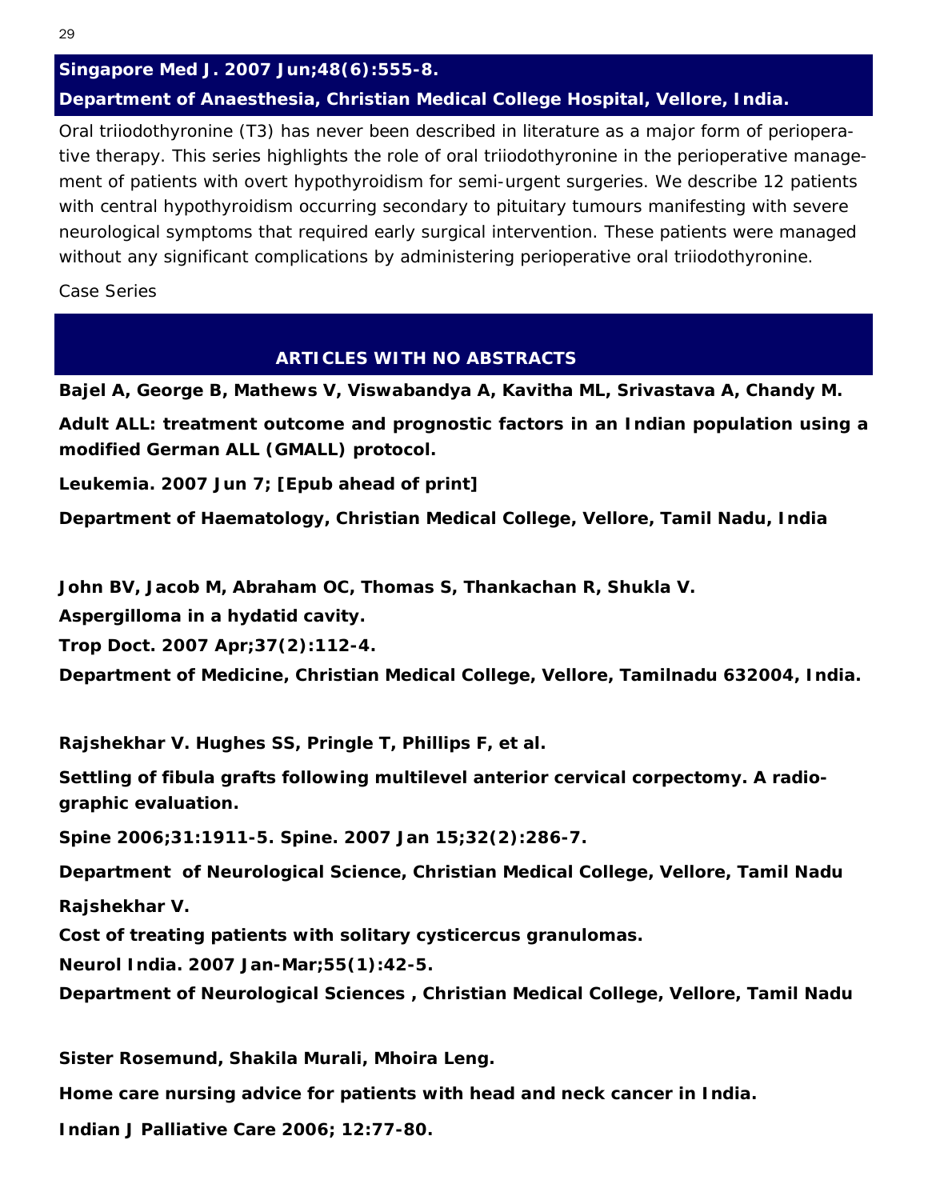**Singapore Med J. 2007 Jun;48(6):555-8.**

**Department of Anaesthesia, Christian Medical College Hospital, Vellore, India.**

Oral triiodothyronine (T3) has never been described in literature as a major form of perioperative therapy. This series highlights the role of oral triiodothyronine in the perioperative management of patients with overt hypothyroidism for semi-urgent surgeries. We describe 12 patients with central hypothyroidism occurring secondary to pituitary tumours manifesting with severe neurological symptoms that required early surgical intervention. These patients were managed without any significant complications by administering perioperative oral triiodothyronine.

Case Series

## ARTICLES WITH NO ABSTRACTS

**Bajel A, George B, Mathews V, Viswabandya A, Kavitha ML, Srivastava A, Chandy M.**

**Adult ALL: treatment outcome and prognostic factors in an Indian population using a modified German ALL (GMALL) protocol.**

**Leukemia. 2007 Jun 7; [Epub ahead of print]**

**Department of Haematology, Christian Medical College, Vellore, Tamil Nadu, India**

**John BV, Jacob M, Abraham OC, Thomas S, Thankachan R, Shukla V.**

**Aspergilloma in a hydatid cavity.**

**Trop Doct. 2007 Apr;37(2):112-4.**

**Department of Medicine, Christian Medical College, Vellore, Tamilnadu 632004, India.**

**Rajshekhar V. Hughes SS, Pringle T, Phillips F, et al.**

**Settling of fibula grafts following multilevel anterior cervical corpectomy. A radiographic evaluation.**

**Spine 2006;31:1911-5. Spine. 2007 Jan 15;32(2):286-7.**

**Department of Neurological Science, Christian Medical College, Vellore, Tamil Nadu**

**Rajshekhar V.**

**Cost of treating patients with solitary cysticercus granulomas.**

**Neurol India. 2007 Jan-Mar;55(1):42-5.**

**Department of Neurological Sciences , Christian Medical College, Vellore, Tamil Nadu**

**Sister Rosemund, Shakila Murali, Mhoira Leng.**

**Home care nursing advice for patients with head and neck cancer in India.**

**Indian J Palliative Care 2006; 12:77-80.**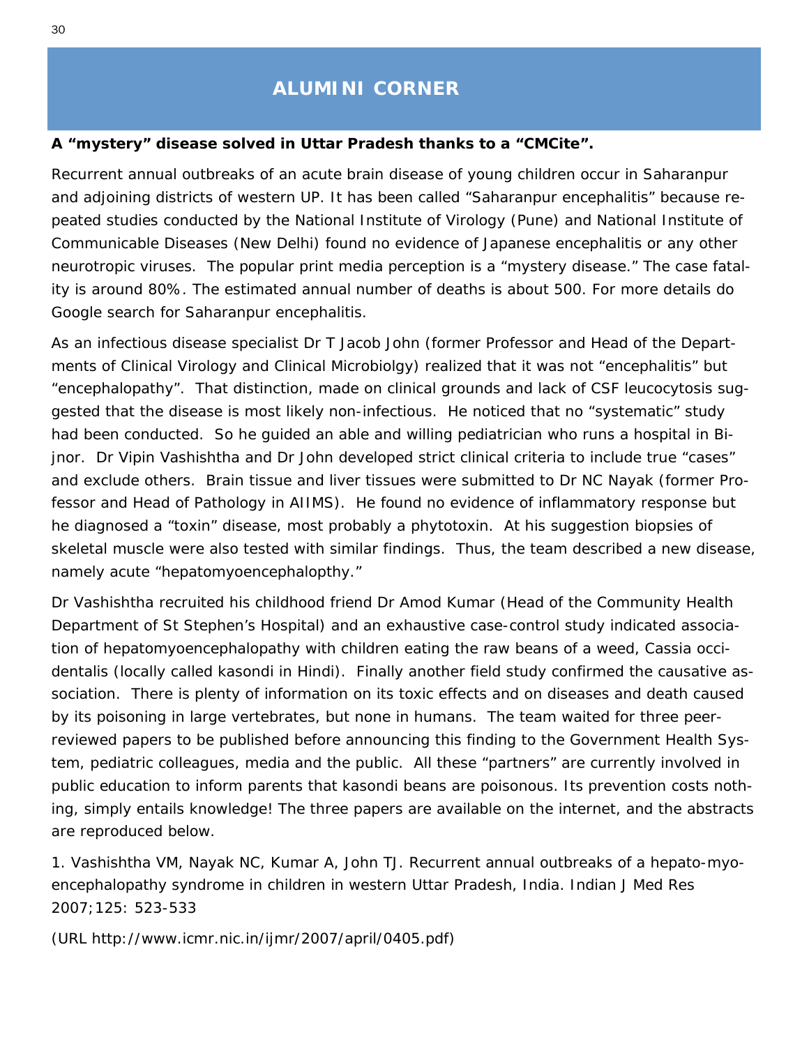# ALUMINI CORNER

**A "mystery" disease solved in Uttar Pradesh thanks to a "CMCite".**

Recurrent annual outbreaks of an acute brain disease of young children occur in Saharanpur and adjoining districts of western UP. It has been called "Saharanpur encephalitis" because repeated studies conducted by the National Institute of Virology (Pune) and National Institute of Communicable Diseases (New Delhi) found no evidence of Japanese encephalitis or any other neurotropic viruses. The popular print media perception is a "mystery disease." The case fatality is around 80%. The estimated annual number of deaths is about 500. For more details do Google search for Saharanpur encephalitis.

As an infectious disease specialist Dr T Jacob John (former Professor and Head of the Departments of Clinical Virology and Clinical Microbiolgy) realized that it was not "encephalitis" but "encephalopathy". That distinction, made on clinical grounds and lack of CSF leucocytosis suggested that the disease is most likely non-infectious. He noticed that no "systematic" study had been conducted. So he guided an able and willing pediatrician who runs a hospital in Bijnor. Dr Vipin Vashishtha and Dr John developed strict clinical criteria to include true "cases" and exclude others. Brain tissue and liver tissues were submitted to Dr NC Nayak (former Professor and Head of Pathology in AIIMS). He found no evidence of inflammatory response but he diagnosed a "toxin" disease, most probably a phytotoxin. At his suggestion biopsies of skeletal muscle were also tested with similar findings. Thus, the team described a new disease, namely acute "hepatomyoencephalopthy."

Dr Vashishtha recruited his childhood friend Dr Amod Kumar (Head of the Community Health Department of St Stephen's Hospital) and an exhaustive case-control study indicated association of hepatomyoencephalopathy with children eating the raw beans of a weed, Cassia occidentalis (locally called kasondi in Hindi). Finally another field study confirmed the causative association. There is plenty of information on its toxic effects and on diseases and death caused by its poisoning in large vertebrates, but none in humans. The team waited for three peer-reviewed papers to be published before announcing this finding to the Government Health System, pediatric colleagues, media and the public. All these "partners" are currently involved in public education to inform parents that kasondi beans are poisonous. Its prevention costs nothing, simply entails knowledge! The three papers are available on the internet, and the abstracts are reproduced below.

1. Vashishtha VM, Nayak NC, Kumar A, John TJ. Recurrent annual outbreaks of a hepato-myo-encephalopathy syndrome in children in western Uttar Pradesh, India. Indian J Med Res 2007;125: 523-533

(URL http://www.icmr.nic.in/ijmr/2007/april/0405.pdf)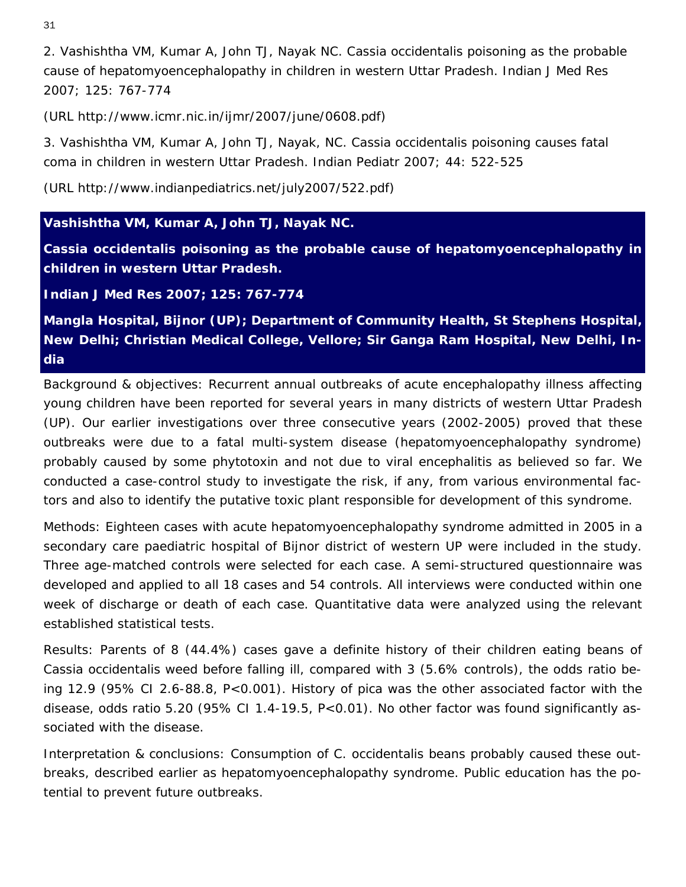2. Vashishtha VM, Kumar A, John TJ, Nayak NC. Cassia occidentalis poisoning as the probable cause of hepatomyoencephalopathy in children in western Uttar Pradesh. Indian J Med Res 2007; 125: 767-774

(URL http://www.icmr.nic.in/ijmr/2007/june/0608.pdf)

3. Vashishtha VM, Kumar A, John TJ, Nayak, NC. Cassia occidentalis poisoning causes fatal coma in children in western Uttar Pradesh. Indian Pediatr 2007; 44: 522-525

(URL http://www.indianpediatrics.net/july2007/522.pdf)

**Vashishtha VM, Kumar A, John TJ, Nayak NC.**

**Cassia occidentalis poisoning as the probable cause of hepatomyoencephalopathy in children in western Uttar Pradesh.**

**Indian J Med Res 2007; 125: 767-774**

**Mangla Hospital, Bijnor (UP); Department of Community Health, St Stephens Hospital, New Delhi; Christian Medical College, Vellore; Sir Ganga Ram Hospital, New Delhi, India**

Background & objectives: Recurrent annual outbreaks of acute encephalopathy illness affecting young children have been reported for several years in many districts of western Uttar Pradesh (UP). Our earlier investigations over three consecutive years (2002-2005) proved that these outbreaks were due to a fatal multi-system disease (hepatomyoencephalopathy syndrome) probably caused by some phytotoxin and not due to viral encephalitis as believed so far. We conducted a case-control study to investigate the risk, if any, from various environmental factors and also to identify the putative toxic plant responsible for development of this syndrome.

Methods: Eighteen cases with acute hepatomyoencephalopathy syndrome admitted in 2005 in a secondary care paediatric hospital of Bijnor district of western UP were included in the study. Three age-matched controls were selected for each case. A semi-structured questionnaire was developed and applied to all 18 cases and 54 controls. All interviews were conducted within one week of discharge or death of each case. Quantitative data were analyzed using the relevant established statistical tests.

Results: Parents of 8 (44.4%) cases gave a definite history of their children eating beans of Cassia occidentalis weed before falling ill, compared with 3 (5.6% controls), the odds ratio being 12.9 (95% CI 2.6-88.8, $P<0.001$). History of pica was the other associated factor with the disease, odds ratio 5.20 (95% CI 1.4-19.5, $P<0.01$). No other factor was found significantly associated with the disease.

Interpretation & conclusions: Consumption of C. occidentalis beans probably caused these outbreaks, described earlier as hepatomyoencephalopathy syndrome. Public education has the potential to prevent future outbreaks.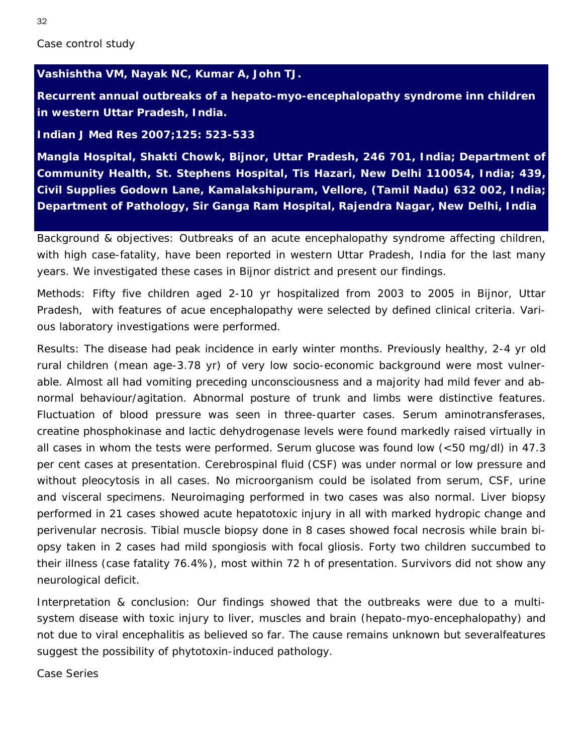Case control study

**Vashishtha VM, Nayak NC, Kumar A, John TJ.**

**Recurrent annual outbreaks of a hepato-myo-encephalopathy syndrome inn children in western Uttar Pradesh, India.**

**Indian J Med Res 2007;125: 523-533**

**Mangla Hospital, Shakti Chowk, Bijnor, Uttar Pradesh, 246 701, India; Department of Community Health, St. Stephens Hospital, Tis Hazari, New Delhi 110054, India; 439, Civil Supplies Godown Lane, Kamalakshipuram, Vellore, (Tamil Nadu) 632 002, India; Department of Pathology, Sir Ganga Ram Hospital, Rajendra Nagar, New Delhi, India**

Background & objectives: Outbreaks of an acute encephalopathy syndrome affecting children, with high case-fatality, have been reported in western Uttar Pradesh, India for the last many years. We investigated these cases in Bijnor district and present our findings.

Methods: Fifty five children aged 2-10 yr hospitalized from 2003 to 2005 in Bijnor, Uttar Pradesh, with features of acue encephalopathy were selected by defined clinical criteria. Various laboratory investigations were performed.

Results: The disease had peak incidence in early winter months. Previously healthy, 2-4 yr old rural children (mean age-3.78 yr) of very low socio-economic background were most vulnerable. Almost all had vomiting preceding unconsciousness and a majority had mild fever and abnormal behaviour/agitation. Abnormal posture of trunk and limbs were distinctive features. Fluctuation of blood pressure was seen in three-quarter cases. Serum aminotransferases, creatine phosphokinase and lactic dehydrogenase levels were found markedly raised virtually in all cases in whom the tests were performed. Serum glucose was found low (<50 mg/dl) in 47.3 per cent cases at presentation. Cerebrospinal fluid (CSF) was under normal or low pressure and without pleocytosis in all cases. No microorganism could be isolated from serum, CSF, urine and visceral specimens. Neuroimaging performed in two cases was also normal. Liver biopsy performed in 21 cases showed acute hepatotoxic injury in all with marked hydropic change and perivenular necrosis. Tibial muscle biopsy done in 8 cases showed focal necrosis while brain biopsy taken in 2 cases had mild spongiosis with focal gliosis. Forty two children succumbed to their illness (case fatality 76.4%), most within 72 h of presentation. Survivors did not show any neurological deficit.

Interpretation & conclusion: Our findings showed that the outbreaks were due to a multi-system disease with toxic injury to liver, muscles and brain (hepato-myo-encephalopathy) and not due to viral encephalitis as believed so far. The cause remains unknown but severalfeatures suggest the possibility of phytotoxin-induced pathology.

Case Series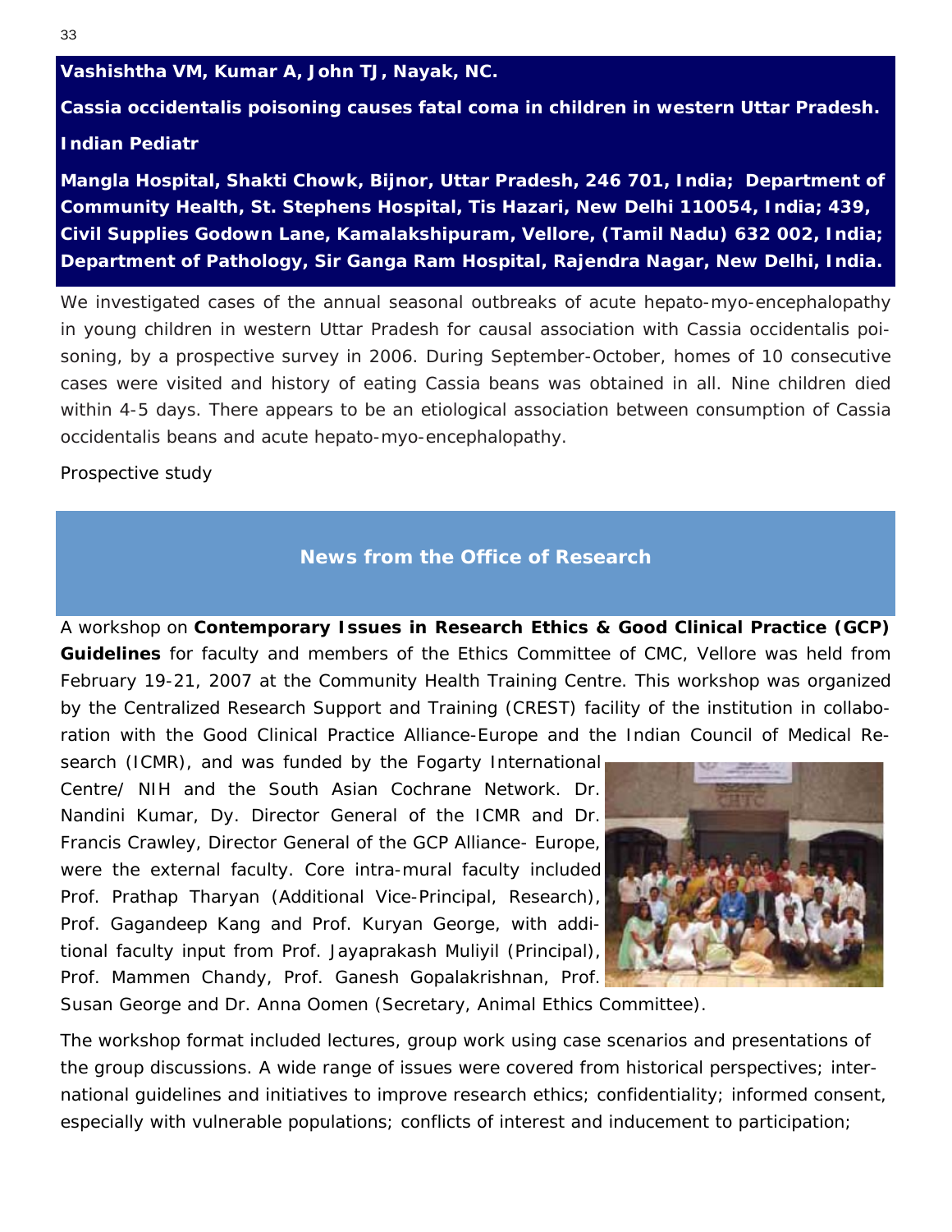**Vashishtha VM, Kumar A, John TJ, Nayak, NC.**

**Cassia occidentalis poisoning causes fatal coma in children in western Uttar Pradesh.**

**Indian Pediatr**

**Mangla Hospital, Shakti Chowk, Bijnor, Uttar Pradesh, 246 701, India; Department of Community Health, St. Stephens Hospital, Tis Hazari, New Delhi 110054, India; 439, Civil Supplies Godown Lane, Kamalakshipuram, Vellore, (Tamil Nadu) 632 002, India; Department of Pathology, Sir Ganga Ram Hospital, Rajendra Nagar, New Delhi, India.**

We investigated cases of the annual seasonal outbreaks of acute hepato-myo-encephalopathy in young children in western Uttar Pradesh for causal association with Cassia occidentalis poisoning, by a prospective survey in 2006. During September-October, homes of 10 consecutive cases were visited and history of eating Cassia beans was obtained in all. Nine children died within 4-5 days. There appears to be an etiological association between consumption of Cassia occidentalis beans and acute hepato-myo-encephalopathy.

Prospective study

## News from the Office of Research

A workshop on **Contemporary Issues in Research Ethics & Good Clinical Practice (GCP) Guidelines** for faculty and members of the Ethics Committee of CMC, Vellore was held from February 19-21, 2007 at the Community Health Training Centre. This workshop was organized by the Centralized Research Support and Training (CREST) facility of the institution in collaboration with the Good Clinical Practice Alliance-Europe and the Indian Council of Medical Research (ICMR), and was funded by the Fogarty International Centre/ NIH and the South Asian Cochrane Network. Dr. Nandini Kumar, Dy. Director General of the ICMR and Dr. Francis Crawley, Director General of the GCP Alliance- Europe, were the external faculty. Core intra-mural faculty included Prof. Prathap Tharyan (Additional Vice-Principal, Research), Prof. Gagandeep Kang and Prof. Kuryan George, with additional faculty input from Prof. Jayaprakash Muliyil (Principal), Prof. Mammen Chandy, Prof. Ganesh Gopalakrishnan, Prof. Susan George and Dr. Anna Oomen (Secretary, Animal Ethics Committee).

The workshop format included lectures, group work using case scenarios and presentations of the group discussions. A wide range of issues were covered from historical perspectives; international guidelines and initiatives to improve research ethics; confidentiality; informed consent, especially with vulnerable populations; conflicts of interest and inducement to participation;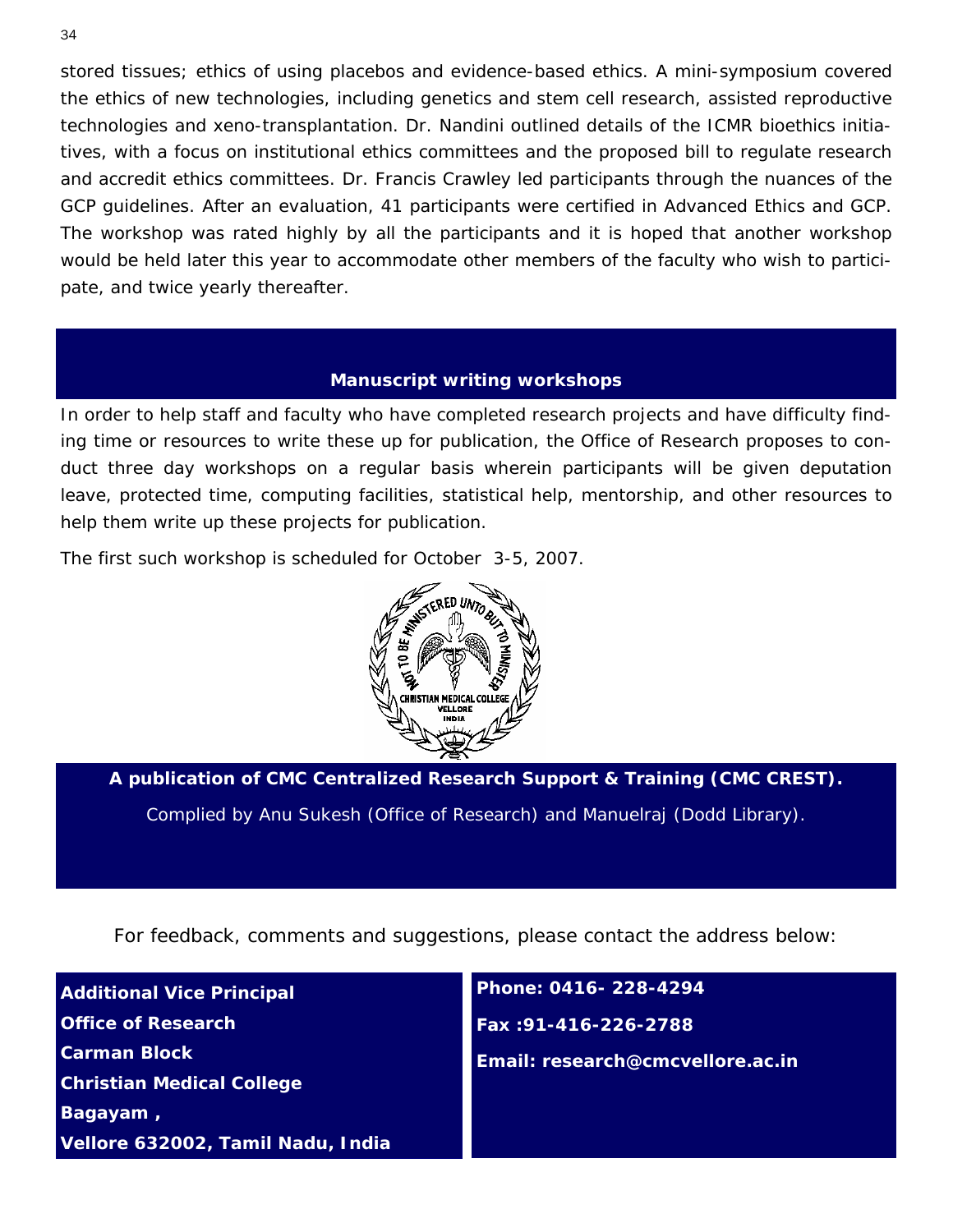stored tissues; ethics of using placebos and evidence-based ethics. A mini-symposium covered the ethics of new technologies, including genetics and stem cell research, assisted reproductive technologies and xeno-transplantation. Dr. Nandini outlined details of the ICMR bioethics initiatives, with a focus on institutional ethics committees and the proposed bill to regulate research and accredit ethics committees. Dr. Francis Crawley led participants through the nuances of the GCP guidelines. After an evaluation, 41 participants were certified in Advanced Ethics and GCP. The workshop was rated highly by all the participants and it is hoped that another workshop would be held later this year to accommodate other members of the faculty who wish to participate, and twice yearly thereafter.

## Manuscript writing workshops

In order to help staff and faculty who have completed research projects and have difficulty finding time or resources to write these up for publication, the Office of Research proposes to conduct three day workshops on a regular basis wherein participants will be given deputation leave, protected time, computing facilities, statistical help, mentorship, and other resources to help them write up these projects for publication.

The first such workshop is scheduled for October 3-5, 2007.

**A publication of CMC Centralized Research Support & Training (CMC CREST).**

Complied by Anu Sukesh (Office of Research) and Manuelraj (Dodd Library).

For feedback, comments and suggestions, please contact the address below:

**Additional Vice Principal**
**Office of Research**
**Carman Block**
**Christian Medical College**
**Bagayam ,**
**Vellore 632002, Tamil Nadu, India**

**Phone: 0416- 228-4294**
**Fax :91-416-226-2788**
**Email: research@cmcvellore.ac.in**